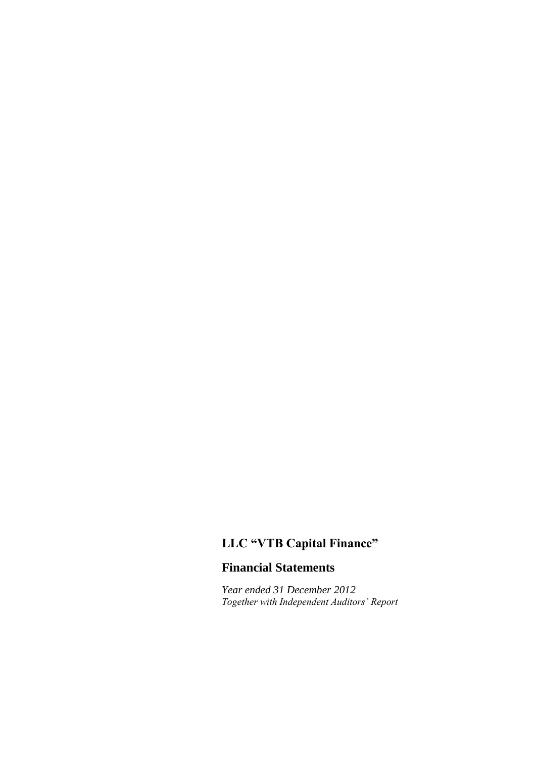# LLC “VTB Capital Finance”

## Financial Statements

*Year ended 31 December 2012*
*Together with Independent Auditors’ Report*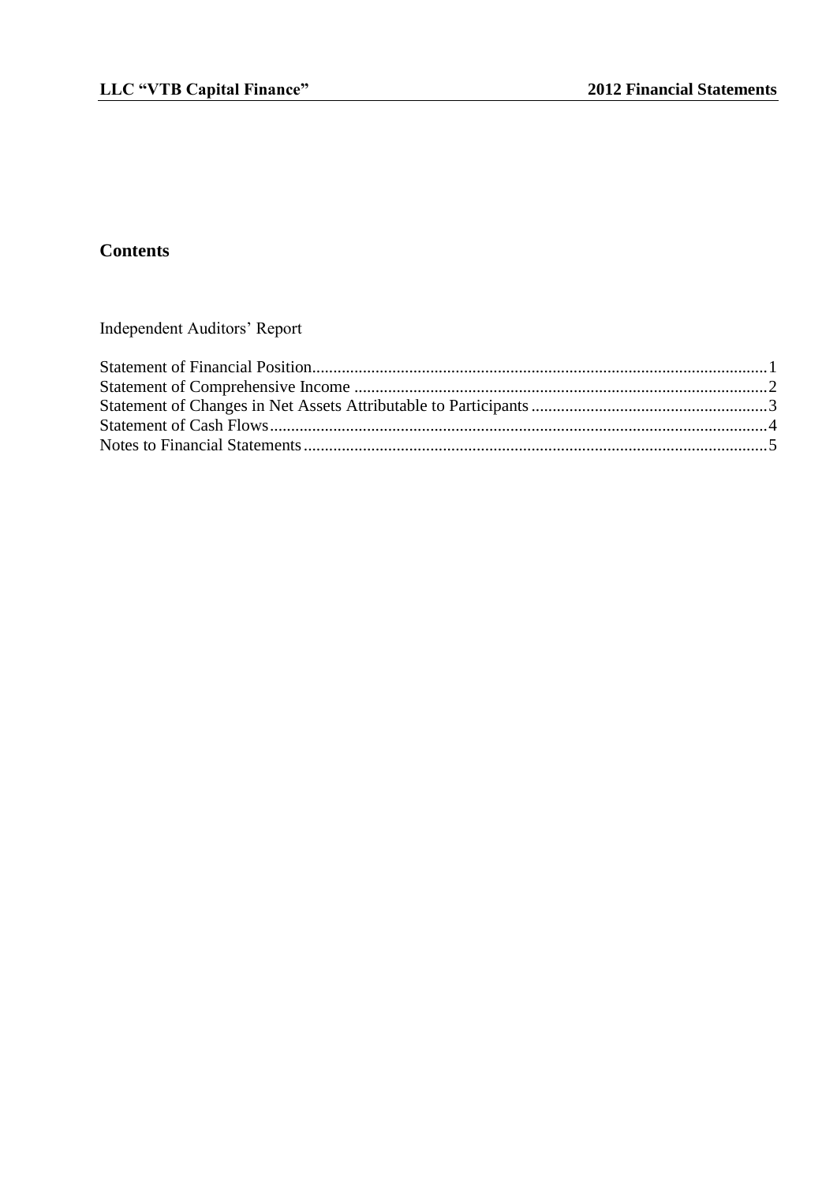## Contents

Independent Auditors' Report

Statement of Financial Position....................................................................................................1
Statement of Comprehensive Income ..........................................................................................2
Statement of Changes in Net Assets Attributable to Participants ................................................3
Statement of Cash Flows..............................................................................................................4
Notes to Financial Statements......................................................................................................5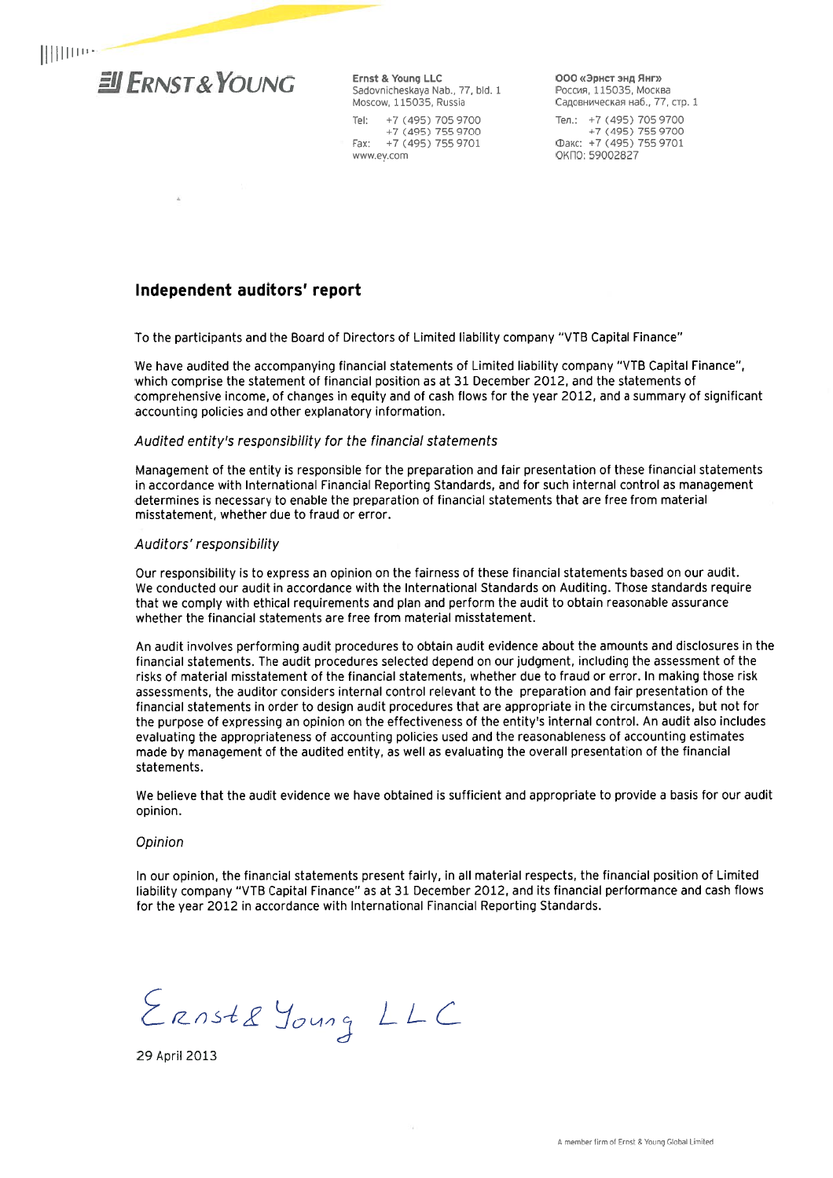**Ernst & Young**

**Ernst & Young LLC**
Sadovnicheskaya Nab., 77, bld. 1
Moscow, 115035, Russia

Tel: +7 (495) 705 9700
+7 (495) 755 9700
Fax: +7 (495) 755 9701
www.ey.com

**ООО «Эрнст энд Янг»**
Россия, 115035, Москва
Садовническая наб., 77, стр. 1

Тел.: +7 (495) 705 9700
+7 (495) 755 9700
Факс: +7 (495) 755 9701
ОКПО: 59002827

# Independent auditors' report

To the participants and the Board of Directors of Limited liability company "VTB Capital Finance"

We have audited the accompanying financial statements of Limited liability company "VTB Capital Finance", which comprise the statement of financial position as at 31 December 2012, and the statements of comprehensive income, of changes in equity and of cash flows for the year 2012, and a summary of significant accounting policies and other explanatory information.

## *Audited entity's responsibility for the financial statements*

Management of the entity is responsible for the preparation and fair presentation of these financial statements in accordance with International Financial Reporting Standards, and for such internal control as management determines is necessary to enable the preparation of financial statements that are free from material misstatement, whether due to fraud or error.

## *Auditors' responsibility*

Our responsibility is to express an opinion on the fairness of these financial statements based on our audit. We conducted our audit in accordance with the International Standards on Auditing. Those standards require that we comply with ethical requirements and plan and perform the audit to obtain reasonable assurance whether the financial statements are free from material misstatement.

An audit involves performing audit procedures to obtain audit evidence about the amounts and disclosures in the financial statements. The audit procedures selected depend on our judgment, including the assessment of the risks of material misstatement of the financial statements, whether due to fraud or error. In making those risk assessments, the auditor considers internal control relevant to the preparation and fair presentation of the financial statements in order to design audit procedures that are appropriate in the circumstances, but not for the purpose of expressing an opinion on the effectiveness of the entity's internal control. An audit also includes evaluating the appropriateness of accounting policies used and the reasonableness of accounting estimates made by management of the audited entity, as well as evaluating the overall presentation of the financial statements.

We believe that the audit evidence we have obtained is sufficient and appropriate to provide a basis for our audit opinion.

## *Opinion*

In our opinion, the financial statements present fairly, in all material respects, the financial position of Limited liability company "VTB Capital Finance" as at 31 December 2012, and its financial performance and cash flows for the year 2012 in accordance with International Financial Reporting Standards.

Ernst & Young LLC

29 April 2013

A member firm of Ernst & Young Global Limited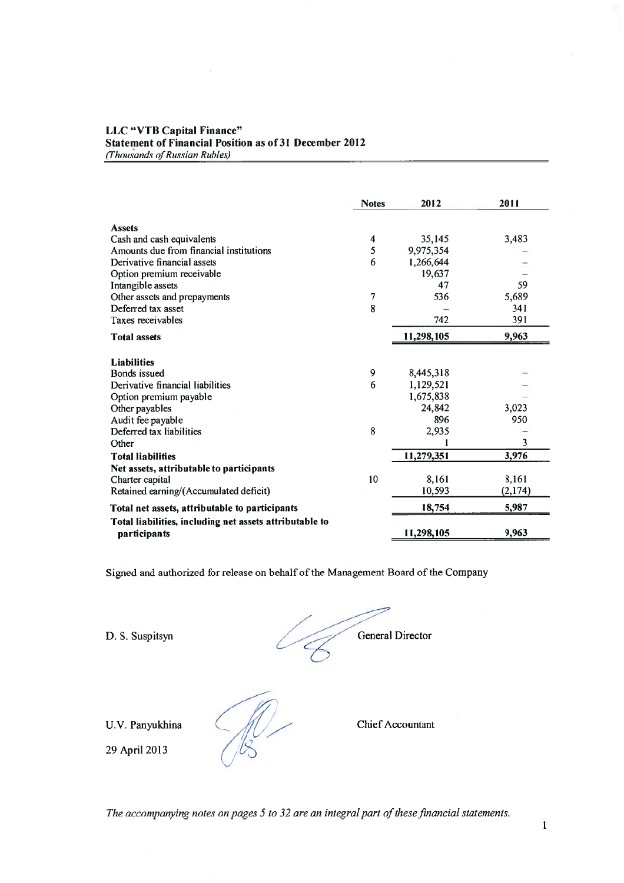**LLC "VTB Capital Finance"**
**Statement of Financial Position as of 31 December 2012**
*(Thousands of Russian Rubles)*

| | Notes | 2012 | 2011 |
|---|---|---|---|
| **Assets** | | | |
| Cash and cash equivalents | 4 | 35,145 | 3,483 |
| Amounts due from financial institutions | 5 | 9,975,354 | – |
| Derivative financial assets | 6 | 1,266,644 | – |
| Option premium receivable | | 19,637 | – |
| Intangible assets | | 47 | 59 |
| Other assets and prepayments | 7 | 536 | 5,689 |
| Deferred tax asset | 8 | – | 341 |
| Taxes receivables | | 742 | 391 |
| **Total assets** | | **11,298,105** | **9,963** |
| **Liabilities** | | | |
| Bonds issued | 9 | 8,445,318 | – |
| Derivative financial liabilities | 6 | 1,129,521 | – |
| Option premium payable | | 1,675,838 | – |
| Other payables | | 24,842 | 3,023 |
| Audit fee payable | | 896 | 950 |
| Deferred tax liabilities | 8 | 2,935 | – |
| Other | | 1 | 3 |
| **Total liabilities** | | **11,279,351** | **3,976** |
| **Net assets, attributable to participants** | | | |
| Charter capital | 10 | 8,161 | 8,161 |
| Retained earning/(Accumulated deficit) | | 10,593 | (2,174) |
| **Total net assets, attributable to participants** | | **18,754** | **5,987** |
| **Total liabilities, including net assets attributable to participants** | | **11,298,105** | **9,963** |

Signed and authorized for release on behalf of the Management Board of the Company

D. S. Suspitsyn — General Director

U.V. Panyukhina — Chief Accountant

29 April 2013

*The accompanying notes on pages 5 to 32 are an integral part of these financial statements.*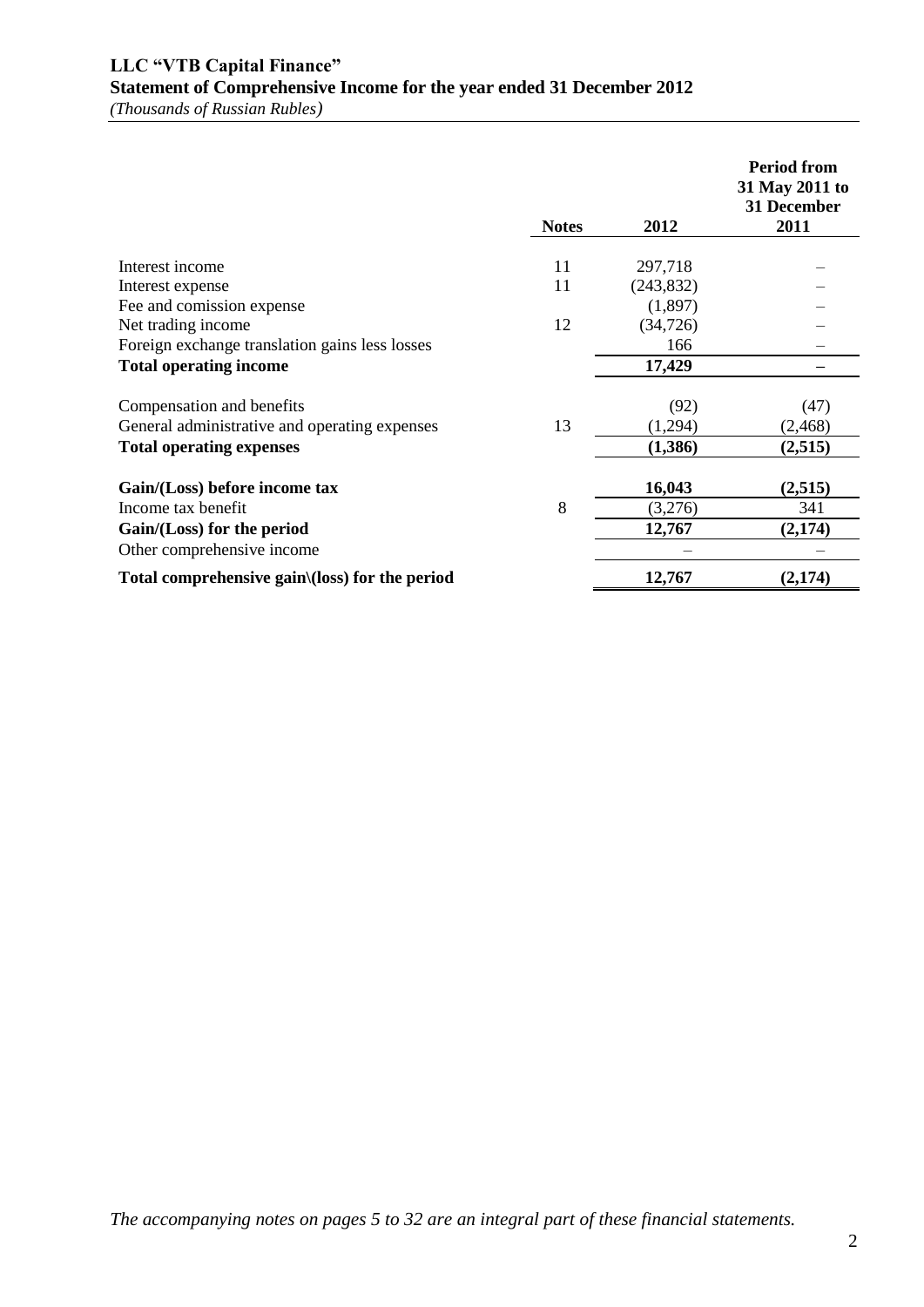**LLC "VTB Capital Finance"**
**Statement of Comprehensive Income for the year ended 31 December 2012**
*(Thousands of Russian Rubles)*

| | Notes | 2012 | Period from 31 May 2011 to 31 December 2011 |
|---|---|---|---|
| Interest income | 11 | 297,718 | – |
| Interest expense | 11 | (243,832) | – |
| Fee and comission expense | | (1,897) | – |
| Net trading income | 12 | (34,726) | – |
| Foreign exchange translation gains less losses | | 166 | – |
| **Total operating income** | | **17,429** | **–** |
| Compensation and benefits | | (92) | (47) |
| General administrative and operating expenses | 13 | (1,294) | (2,468) |
| **Total operating expenses** | | **(1,386)** | **(2,515)** |
| **Gain/(Loss) before income tax** | | **16,043** | **(2,515)** |
| Income tax benefit | 8 | (3,276) | 341 |
| **Gain/(Loss) for the period** | | **12,767** | **(2,174)** |
| Other comprehensive income | | – | – |
| **Total comprehensive gain\(loss) for the period** | | **12,767** | **(2,174)** |

*The accompanying notes on pages 5 to 32 are an integral part of these financial statements.*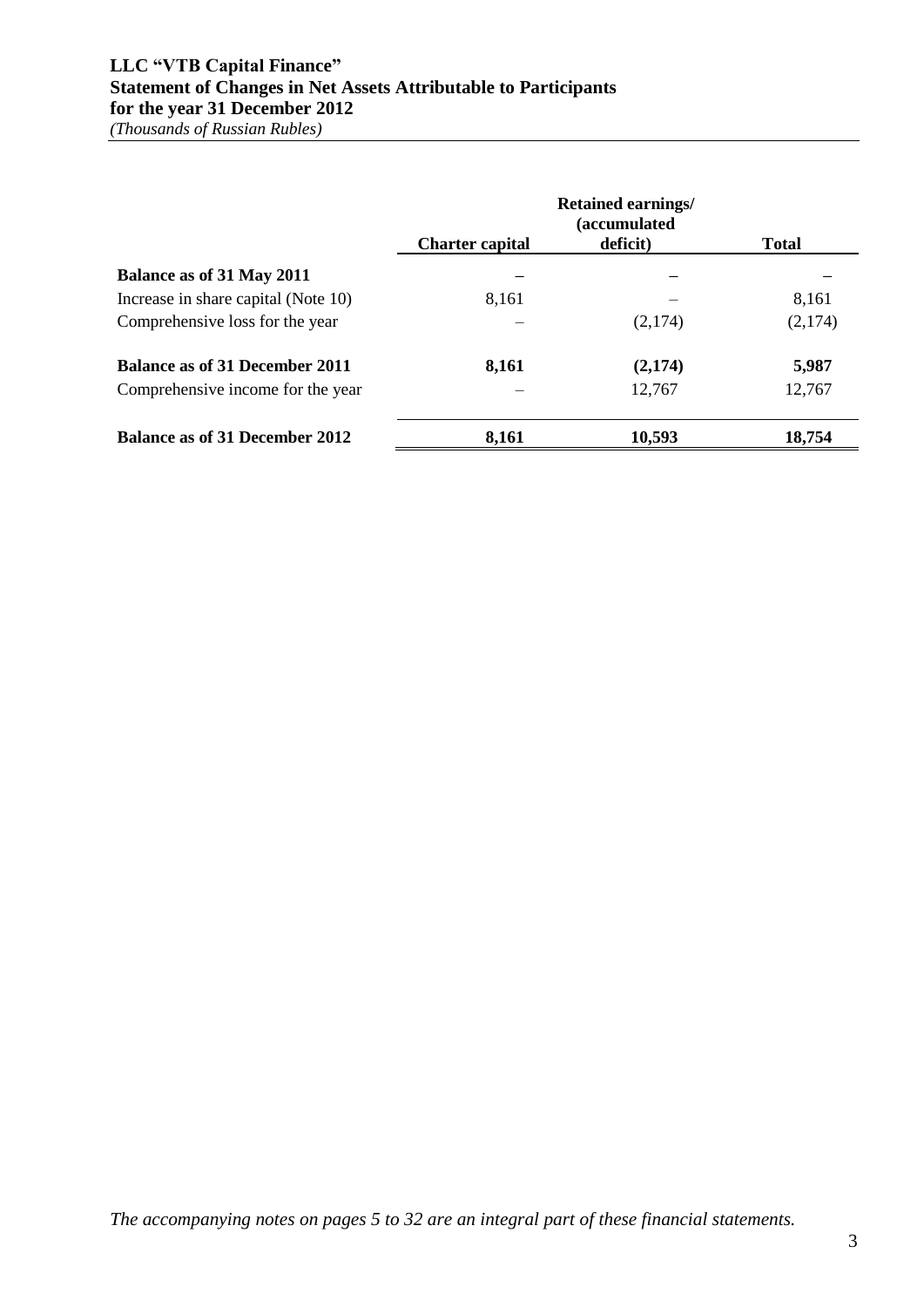**LLC "VTB Capital Finance"**
**Statement of Changes in Net Assets Attributable to Participants**
**for the year 31 December 2012**
*(Thousands of Russian Rubles)*

| | Charter capital | Retained earnings/ (accumulated deficit) | Total |
|---|---|---|---|
| **Balance as of 31 May 2011** | **–** | **–** | **–** |
| Increase in share capital (Note 10) | 8,161 | – | 8,161 |
| Comprehensive loss for the year | – | (2,174) | (2,174) |
| **Balance as of 31 December 2011** | **8,161** | **(2,174)** | **5,987** |
| Comprehensive income for the year | – | 12,767 | 12,767 |
| **Balance as of 31 December 2012** | **8,161** | **10,593** | **18,754** |

*The accompanying notes on pages 5 to 32 are an integral part of these financial statements.*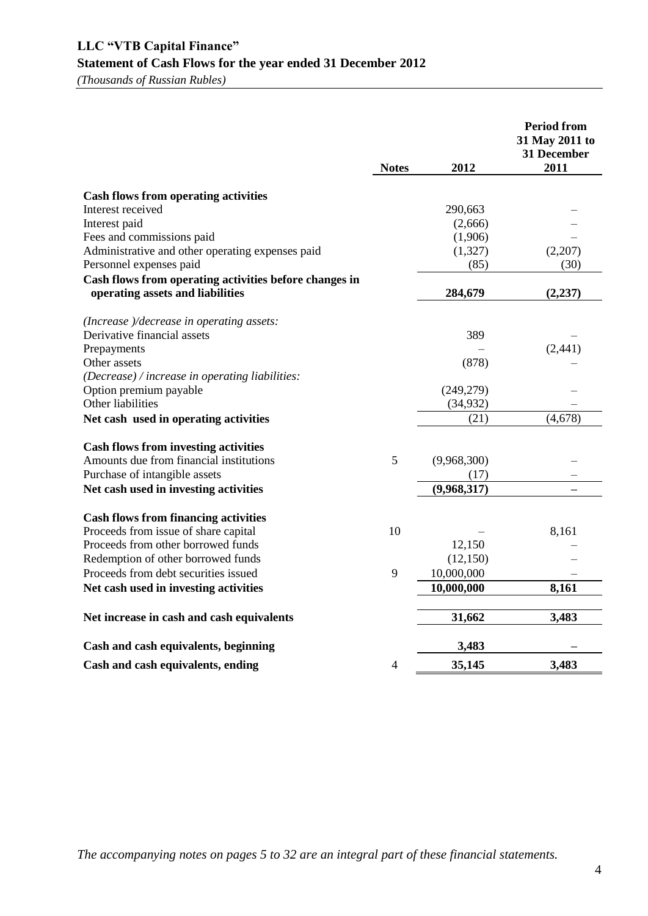# LLC "VTB Capital Finance"
## Statement of Cash Flows for the year ended 31 December 2012
*(Thousands of Russian Rubles)*

| | Notes | 2012 | Period from 31 May 2011 to 31 December 2011 |
|---|---|---|---|
| **Cash flows from operating activities** | | | |
| Interest received | | 290,663 | – |
| Interest paid | | (2,666) | – |
| Fees and commissions paid | | (1,906) | – |
| Administrative and other operating expenses paid | | (1,327) | (2,207) |
| Personnel expenses paid | | (85) | (30) |
| **Cash flows from operating activities before changes in operating assets and liabilities** | | **284,679** | **(2,237)** |
| *(Increase )/decrease in operating assets:* | | | |
| Derivative financial assets | | 389 | – |
| Prepayments | | – | (2,441) |
| Other assets | | (878) | – |
| *(Decrease) / increase in operating liabilities:* | | | |
| Option premium payable | | (249,279) | – |
| Other liabilities | | (34,932) | – |
| **Net cash used in operating activities** | | (21) | (4,678) |
| **Cash flows from investing activities** | | | |
| Amounts due from financial institutions | 5 | (9,968,300) | – |
| Purchase of intangible assets | | (17) | – |
| **Net cash used in investing activities** | | **(9,968,317)** | **–** |
| **Cash flows from financing activities** | | | |
| Proceeds from issue of share capital | 10 | – | 8,161 |
| Proceeds from other borrowed funds | | 12,150 | – |
| Redemption of other borrowed funds | | (12,150) | – |
| Proceeds from debt securities issued | 9 | 10,000,000 | – |
| **Net cash used in investing activities** | | **10,000,000** | **8,161** |
| **Net increase in cash and cash equivalents** | | **31,662** | **3,483** |
| **Cash and cash equivalents, beginning** | | **3,483** | **–** |
| **Cash and cash equivalents, ending** | 4 | **35,145** | **3,483** |

*The accompanying notes on pages 5 to 32 are an integral part of these financial statements.*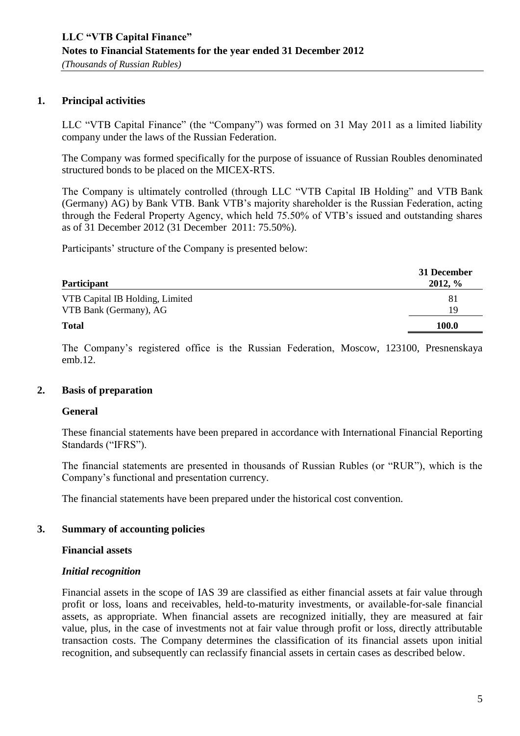## 1. Principal activities

LLC "VTB Capital Finance" (the "Company") was formed on 31 May 2011 as a limited liability company under the laws of the Russian Federation.

The Company was formed specifically for the purpose of issuance of Russian Roubles denominated structured bonds to be placed on the MICEX-RTS.

The Company is ultimately controlled (through LLC "VTB Capital IB Holding" and VTB Bank (Germany) AG) by Bank VTB. Bank VTB's majority shareholder is the Russian Federation, acting through the Federal Property Agency, which held 75.50% of VTB's issued and outstanding shares as of 31 December 2012 (31 December 2011: 75.50%).

Participants' structure of the Company is presented below:

| Participant | 31 December 2012, % |
|---|---|
| VTB Capital IB Holding, Limited | 81 |
| VTB Bank (Germany), AG | 19 |
| **Total** | **100.0** |

The Company's registered office is the Russian Federation, Moscow, 123100, Presnenskaya emb.12.

## 2. Basis of preparation

### General

These financial statements have been prepared in accordance with International Financial Reporting Standards ("IFRS").

The financial statements are presented in thousands of Russian Rubles (or "RUR"), which is the Company's functional and presentation currency.

The financial statements have been prepared under the historical cost convention.

## 3. Summary of accounting policies

### Financial assets

#### *Initial recognition*

Financial assets in the scope of IAS 39 are classified as either financial assets at fair value through profit or loss, loans and receivables, held-to-maturity investments, or available-for-sale financial assets, as appropriate. When financial assets are recognized initially, they are measured at fair value, plus, in the case of investments not at fair value through profit or loss, directly attributable transaction costs. The Company determines the classification of its financial assets upon initial recognition, and subsequently can reclassify financial assets in certain cases as described below.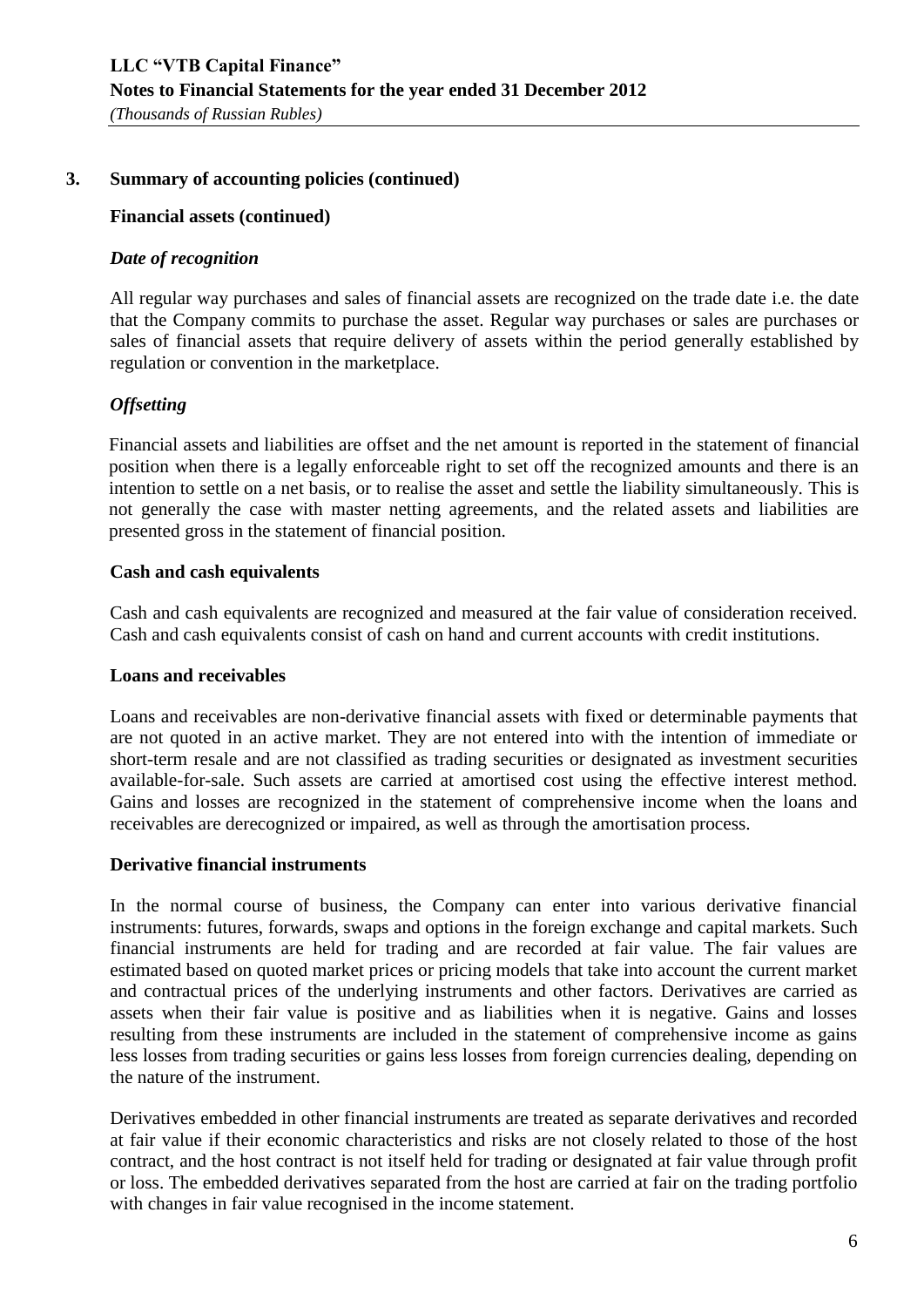## 3. Summary of accounting policies (continued)

### Financial assets (continued)

#### *Date of recognition*

All regular way purchases and sales of financial assets are recognized on the trade date i.e. the date that the Company commits to purchase the asset. Regular way purchases or sales are purchases or sales of financial assets that require delivery of assets within the period generally established by regulation or convention in the marketplace.

#### *Offsetting*

Financial assets and liabilities are offset and the net amount is reported in the statement of financial position when there is a legally enforceable right to set off the recognized amounts and there is an intention to settle on a net basis, or to realise the asset and settle the liability simultaneously. This is not generally the case with master netting agreements, and the related assets and liabilities are presented gross in the statement of financial position.

### Cash and cash equivalents

Cash and cash equivalents are recognized and measured at the fair value of consideration received. Cash and cash equivalents consist of cash on hand and current accounts with credit institutions.

### Loans and receivables

Loans and receivables are non-derivative financial assets with fixed or determinable payments that are not quoted in an active market. They are not entered into with the intention of immediate or short-term resale and are not classified as trading securities or designated as investment securities available-for-sale. Such assets are carried at amortised cost using the effective interest method. Gains and losses are recognized in the statement of comprehensive income when the loans and receivables are derecognized or impaired, as well as through the amortisation process.

### Derivative financial instruments

In the normal course of business, the Company can enter into various derivative financial instruments: futures, forwards, swaps and options in the foreign exchange and capital markets. Such financial instruments are held for trading and are recorded at fair value. The fair values are estimated based on quoted market prices or pricing models that take into account the current market and contractual prices of the underlying instruments and other factors. Derivatives are carried as assets when their fair value is positive and as liabilities when it is negative. Gains and losses resulting from these instruments are included in the statement of comprehensive income as gains less losses from trading securities or gains less losses from foreign currencies dealing, depending on the nature of the instrument.

Derivatives embedded in other financial instruments are treated as separate derivatives and recorded at fair value if their economic characteristics and risks are not closely related to those of the host contract, and the host contract is not itself held for trading or designated at fair value through profit or loss. The embedded derivatives separated from the host are carried at fair on the trading portfolio with changes in fair value recognised in the income statement.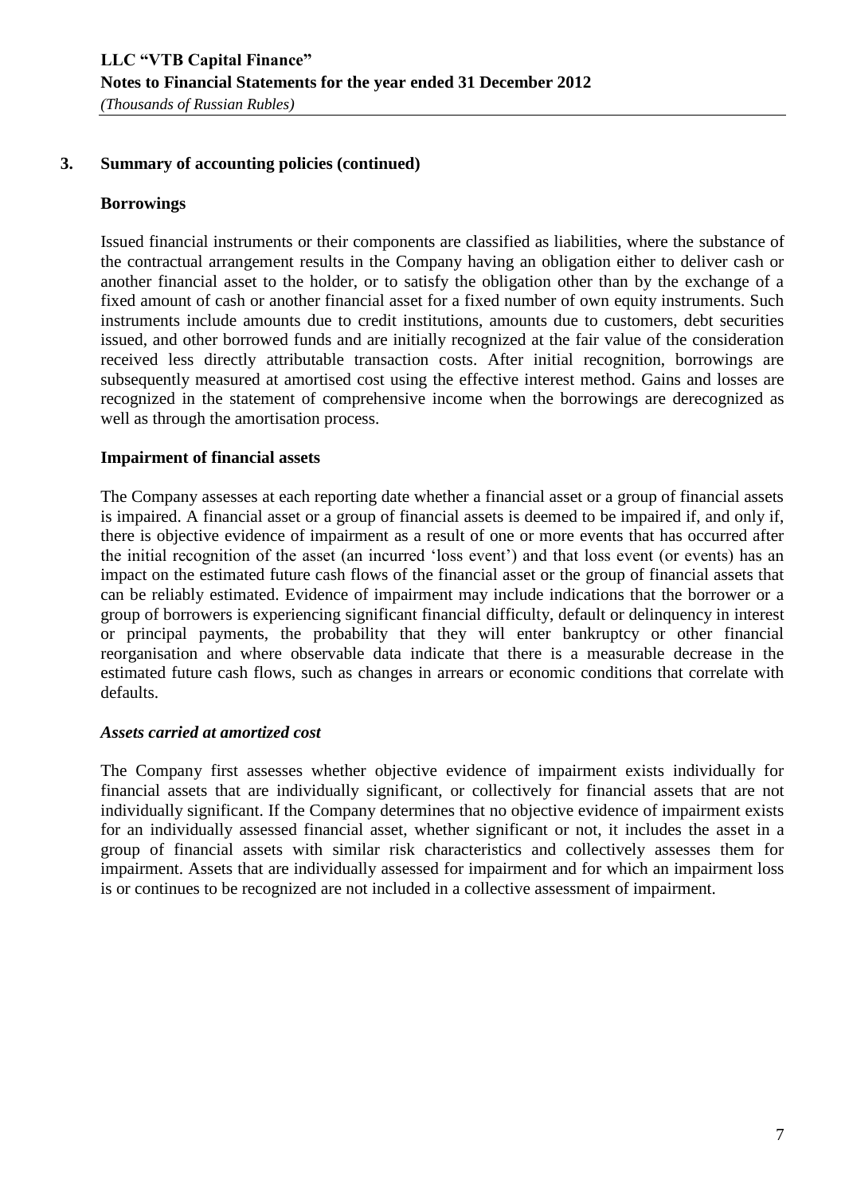## 3. Summary of accounting policies (continued)

### Borrowings

Issued financial instruments or their components are classified as liabilities, where the substance of the contractual arrangement results in the Company having an obligation either to deliver cash or another financial asset to the holder, or to satisfy the obligation other than by the exchange of a fixed amount of cash or another financial asset for a fixed number of own equity instruments. Such instruments include amounts due to credit institutions, amounts due to customers, debt securities issued, and other borrowed funds and are initially recognized at the fair value of the consideration received less directly attributable transaction costs. After initial recognition, borrowings are subsequently measured at amortised cost using the effective interest method. Gains and losses are recognized in the statement of comprehensive income when the borrowings are derecognized as well as through the amortisation process.

### Impairment of financial assets

The Company assesses at each reporting date whether a financial asset or a group of financial assets is impaired. A financial asset or a group of financial assets is deemed to be impaired if, and only if, there is objective evidence of impairment as a result of one or more events that has occurred after the initial recognition of the asset (an incurred 'loss event') and that loss event (or events) has an impact on the estimated future cash flows of the financial asset or the group of financial assets that can be reliably estimated. Evidence of impairment may include indications that the borrower or a group of borrowers is experiencing significant financial difficulty, default or delinquency in interest or principal payments, the probability that they will enter bankruptcy or other financial reorganisation and where observable data indicate that there is a measurable decrease in the estimated future cash flows, such as changes in arrears or economic conditions that correlate with defaults.

#### *Assets carried at amortized cost*

The Company first assesses whether objective evidence of impairment exists individually for financial assets that are individually significant, or collectively for financial assets that are not individually significant. If the Company determines that no objective evidence of impairment exists for an individually assessed financial asset, whether significant or not, it includes the asset in a group of financial assets with similar risk characteristics and collectively assesses them for impairment. Assets that are individually assessed for impairment and for which an impairment loss is or continues to be recognized are not included in a collective assessment of impairment.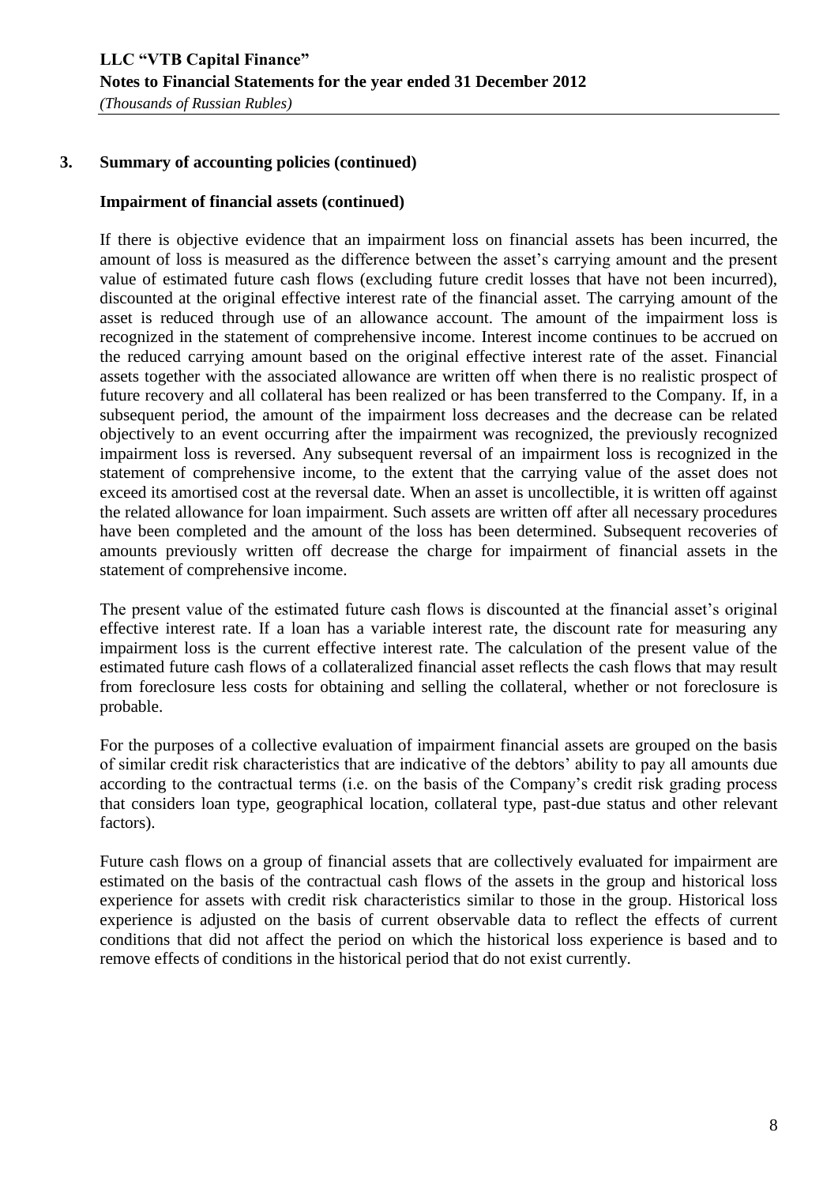## 3. Summary of accounting policies (continued)

### Impairment of financial assets (continued)

If there is objective evidence that an impairment loss on financial assets has been incurred, the amount of loss is measured as the difference between the asset's carrying amount and the present value of estimated future cash flows (excluding future credit losses that have not been incurred), discounted at the original effective interest rate of the financial asset. The carrying amount of the asset is reduced through use of an allowance account. The amount of the impairment loss is recognized in the statement of comprehensive income. Interest income continues to be accrued on the reduced carrying amount based on the original effective interest rate of the asset. Financial assets together with the associated allowance are written off when there is no realistic prospect of future recovery and all collateral has been realized or has been transferred to the Company. If, in a subsequent period, the amount of the impairment loss decreases and the decrease can be related objectively to an event occurring after the impairment was recognized, the previously recognized impairment loss is reversed. Any subsequent reversal of an impairment loss is recognized in the statement of comprehensive income, to the extent that the carrying value of the asset does not exceed its amortised cost at the reversal date. When an asset is uncollectible, it is written off against the related allowance for loan impairment. Such assets are written off after all necessary procedures have been completed and the amount of the loss has been determined. Subsequent recoveries of amounts previously written off decrease the charge for impairment of financial assets in the statement of comprehensive income.

The present value of the estimated future cash flows is discounted at the financial asset's original effective interest rate. If a loan has a variable interest rate, the discount rate for measuring any impairment loss is the current effective interest rate. The calculation of the present value of the estimated future cash flows of a collateralized financial asset reflects the cash flows that may result from foreclosure less costs for obtaining and selling the collateral, whether or not foreclosure is probable.

For the purposes of a collective evaluation of impairment financial assets are grouped on the basis of similar credit risk characteristics that are indicative of the debtors' ability to pay all amounts due according to the contractual terms (i.e. on the basis of the Company's credit risk grading process that considers loan type, geographical location, collateral type, past-due status and other relevant factors).

Future cash flows on a group of financial assets that are collectively evaluated for impairment are estimated on the basis of the contractual cash flows of the assets in the group and historical loss experience for assets with credit risk characteristics similar to those in the group. Historical loss experience is adjusted on the basis of current observable data to reflect the effects of current conditions that did not affect the period on which the historical loss experience is based and to remove effects of conditions in the historical period that do not exist currently.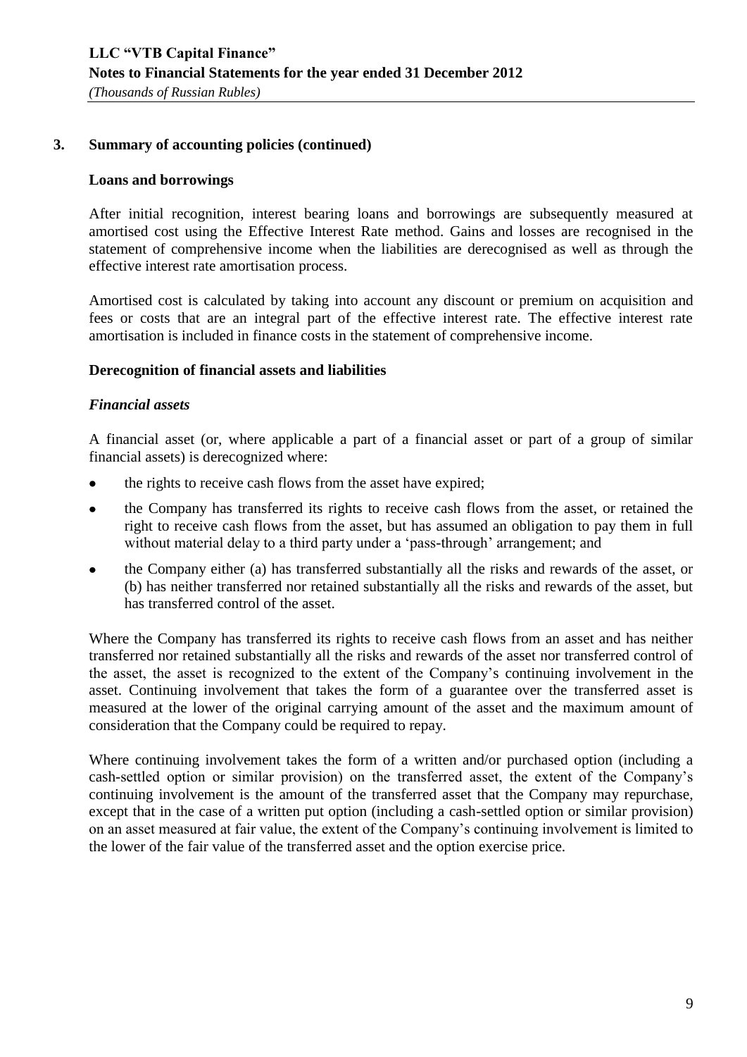## 3. Summary of accounting policies (continued)

### Loans and borrowings

After initial recognition, interest bearing loans and borrowings are subsequently measured at amortised cost using the Effective Interest Rate method. Gains and losses are recognised in the statement of comprehensive income when the liabilities are derecognised as well as through the effective interest rate amortisation process.

Amortised cost is calculated by taking into account any discount or premium on acquisition and fees or costs that are an integral part of the effective interest rate. The effective interest rate amortisation is included in finance costs in the statement of comprehensive income.

### Derecognition of financial assets and liabilities

#### *Financial assets*

A financial asset (or, where applicable a part of a financial asset or part of a group of similar financial assets) is derecognized where:

- the rights to receive cash flows from the asset have expired;
- the Company has transferred its rights to receive cash flows from the asset, or retained the right to receive cash flows from the asset, but has assumed an obligation to pay them in full without material delay to a third party under a 'pass-through' arrangement; and
- the Company either (a) has transferred substantially all the risks and rewards of the asset, or (b) has neither transferred nor retained substantially all the risks and rewards of the asset, but has transferred control of the asset.

Where the Company has transferred its rights to receive cash flows from an asset and has neither transferred nor retained substantially all the risks and rewards of the asset nor transferred control of the asset, the asset is recognized to the extent of the Company's continuing involvement in the asset. Continuing involvement that takes the form of a guarantee over the transferred asset is measured at the lower of the original carrying amount of the asset and the maximum amount of consideration that the Company could be required to repay.

Where continuing involvement takes the form of a written and/or purchased option (including a cash-settled option or similar provision) on the transferred asset, the extent of the Company's continuing involvement is the amount of the transferred asset that the Company may repurchase, except that in the case of a written put option (including a cash-settled option or similar provision) on an asset measured at fair value, the extent of the Company's continuing involvement is limited to the lower of the fair value of the transferred asset and the option exercise price.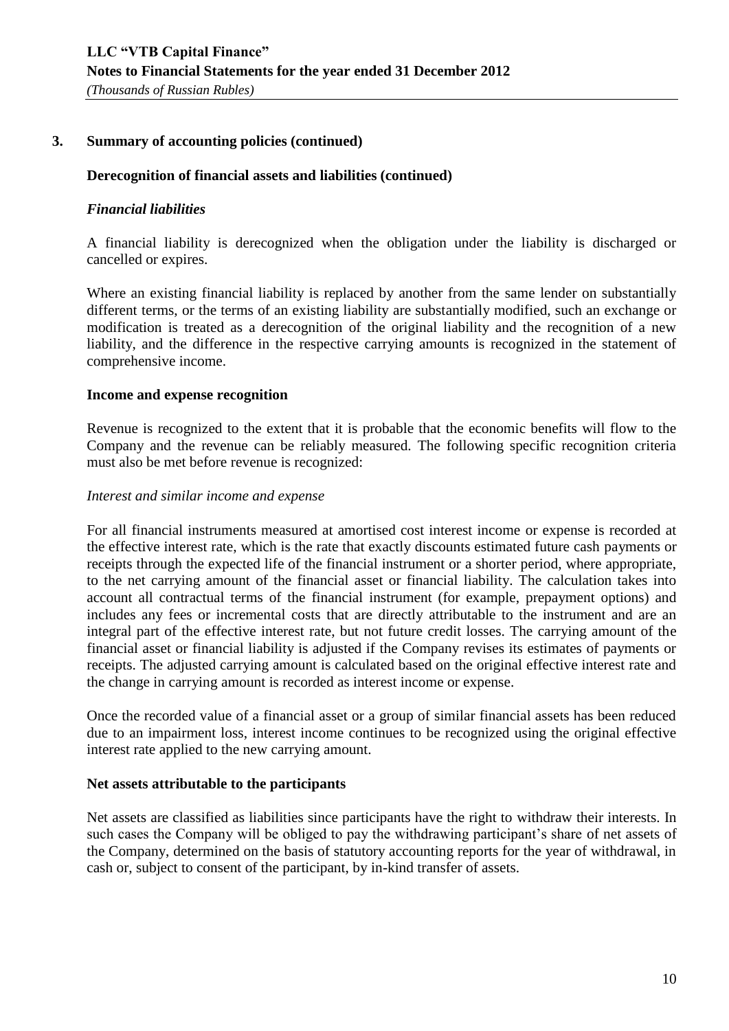## 3. Summary of accounting policies (continued)

### Derecognition of financial assets and liabilities (continued)

#### *Financial liabilities*

A financial liability is derecognized when the obligation under the liability is discharged or cancelled or expires.

Where an existing financial liability is replaced by another from the same lender on substantially different terms, or the terms of an existing liability are substantially modified, such an exchange or modification is treated as a derecognition of the original liability and the recognition of a new liability, and the difference in the respective carrying amounts is recognized in the statement of comprehensive income.

### Income and expense recognition

Revenue is recognized to the extent that it is probable that the economic benefits will flow to the Company and the revenue can be reliably measured. The following specific recognition criteria must also be met before revenue is recognized:

*Interest and similar income and expense*

For all financial instruments measured at amortised cost interest income or expense is recorded at the effective interest rate, which is the rate that exactly discounts estimated future cash payments or receipts through the expected life of the financial instrument or a shorter period, where appropriate, to the net carrying amount of the financial asset or financial liability. The calculation takes into account all contractual terms of the financial instrument (for example, prepayment options) and includes any fees or incremental costs that are directly attributable to the instrument and are an integral part of the effective interest rate, but not future credit losses. The carrying amount of the financial asset or financial liability is adjusted if the Company revises its estimates of payments or receipts. The adjusted carrying amount is calculated based on the original effective interest rate and the change in carrying amount is recorded as interest income or expense.

Once the recorded value of a financial asset or a group of similar financial assets has been reduced due to an impairment loss, interest income continues to be recognized using the original effective interest rate applied to the new carrying amount.

### Net assets attributable to the participants

Net assets are classified as liabilities since participants have the right to withdraw their interests. In such cases the Company will be obliged to pay the withdrawing participant's share of net assets of the Company, determined on the basis of statutory accounting reports for the year of withdrawal, in cash or, subject to consent of the participant, by in-kind transfer of assets.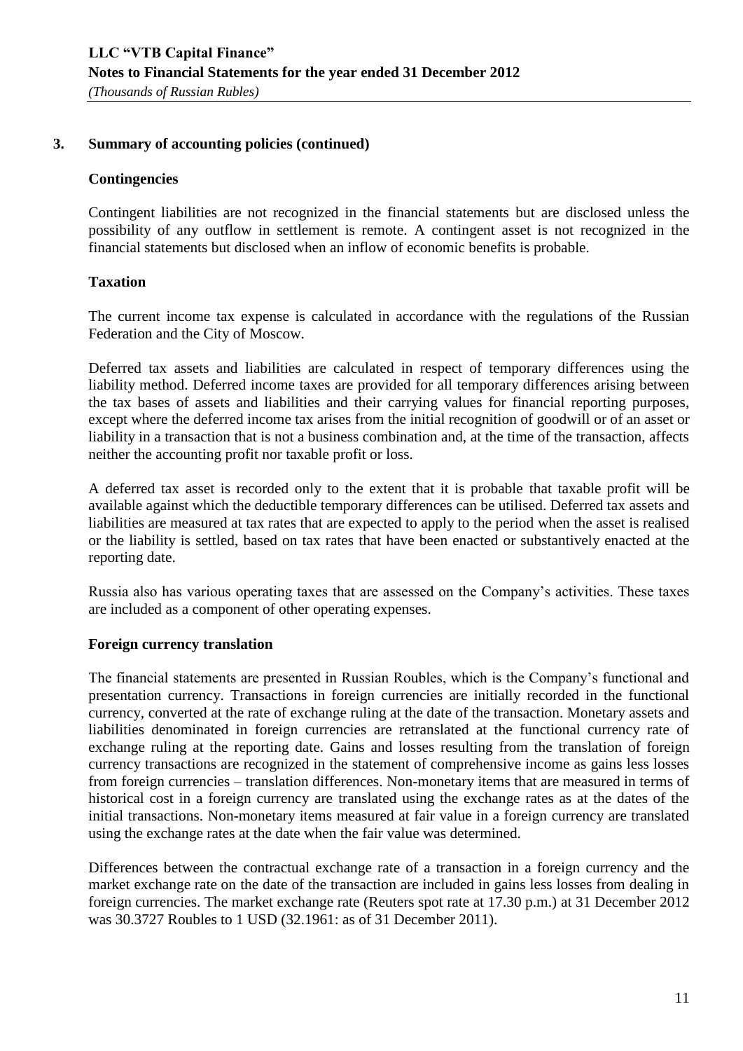## 3. Summary of accounting policies (continued)

### Contingencies

Contingent liabilities are not recognized in the financial statements but are disclosed unless the possibility of any outflow in settlement is remote. A contingent asset is not recognized in the financial statements but disclosed when an inflow of economic benefits is probable.

### Taxation

The current income tax expense is calculated in accordance with the regulations of the Russian Federation and the City of Moscow.

Deferred tax assets and liabilities are calculated in respect of temporary differences using the liability method. Deferred income taxes are provided for all temporary differences arising between the tax bases of assets and liabilities and their carrying values for financial reporting purposes, except where the deferred income tax arises from the initial recognition of goodwill or of an asset or liability in a transaction that is not a business combination and, at the time of the transaction, affects neither the accounting profit nor taxable profit or loss.

A deferred tax asset is recorded only to the extent that it is probable that taxable profit will be available against which the deductible temporary differences can be utilised. Deferred tax assets and liabilities are measured at tax rates that are expected to apply to the period when the asset is realised or the liability is settled, based on tax rates that have been enacted or substantively enacted at the reporting date.

Russia also has various operating taxes that are assessed on the Company's activities. These taxes are included as a component of other operating expenses.

### Foreign currency translation

The financial statements are presented in Russian Roubles, which is the Company's functional and presentation currency. Transactions in foreign currencies are initially recorded in the functional currency, converted at the rate of exchange ruling at the date of the transaction. Monetary assets and liabilities denominated in foreign currencies are retranslated at the functional currency rate of exchange ruling at the reporting date. Gains and losses resulting from the translation of foreign currency transactions are recognized in the statement of comprehensive income as gains less losses from foreign currencies – translation differences. Non-monetary items that are measured in terms of historical cost in a foreign currency are translated using the exchange rates as at the dates of the initial transactions. Non-monetary items measured at fair value in a foreign currency are translated using the exchange rates at the date when the fair value was determined.

Differences between the contractual exchange rate of a transaction in a foreign currency and the market exchange rate on the date of the transaction are included in gains less losses from dealing in foreign currencies. The market exchange rate (Reuters spot rate at 17.30 p.m.) at 31 December 2012 was 30.3727 Roubles to 1 USD (32.1961: as of 31 December 2011).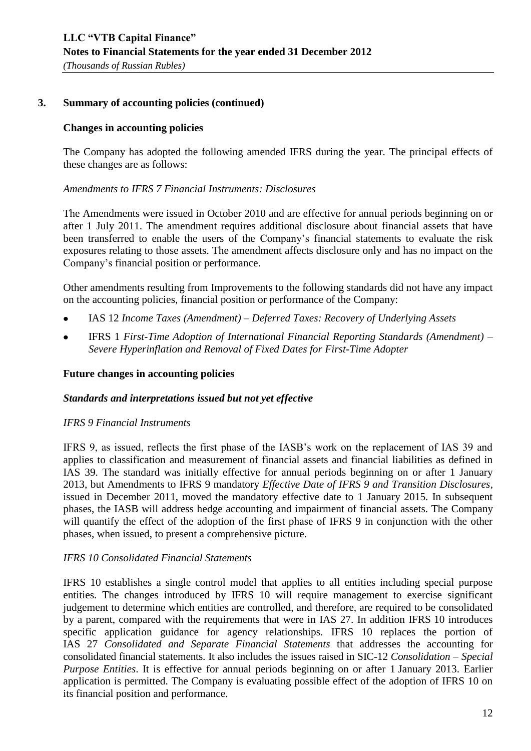## 3. Summary of accounting policies (continued)

### Changes in accounting policies

The Company has adopted the following amended IFRS during the year. The principal effects of these changes are as follows:

*Amendments to IFRS 7 Financial Instruments: Disclosures*

The Amendments were issued in October 2010 and are effective for annual periods beginning on or after 1 July 2011. The amendment requires additional disclosure about financial assets that have been transferred to enable the users of the Company's financial statements to evaluate the risk exposures relating to those assets. The amendment affects disclosure only and has no impact on the Company's financial position or performance.

Other amendments resulting from Improvements to the following standards did not have any impact on the accounting policies, financial position or performance of the Company:

- IAS 12 *Income Taxes (Amendment) – Deferred Taxes: Recovery of Underlying Assets*
- IFRS 1 *First-Time Adoption of International Financial Reporting Standards (Amendment) – Severe Hyperinflation and Removal of Fixed Dates for First-Time Adopter*

### Future changes in accounting policies

***Standards and interpretations issued but not yet effective***

*IFRS 9 Financial Instruments*

IFRS 9, as issued, reflects the first phase of the IASB's work on the replacement of IAS 39 and applies to classification and measurement of financial assets and financial liabilities as defined in IAS 39. The standard was initially effective for annual periods beginning on or after 1 January 2013, but Amendments to IFRS 9 mandatory *Effective Date of IFRS 9 and Transition Disclosures*, issued in December 2011, moved the mandatory effective date to 1 January 2015. In subsequent phases, the IASB will address hedge accounting and impairment of financial assets. The Company will quantify the effect of the adoption of the first phase of IFRS 9 in conjunction with the other phases, when issued, to present a comprehensive picture.

*IFRS 10 Consolidated Financial Statements*

IFRS 10 establishes a single control model that applies to all entities including special purpose entities. The changes introduced by IFRS 10 will require management to exercise significant judgement to determine which entities are controlled, and therefore, are required to be consolidated by a parent, compared with the requirements that were in IAS 27. In addition IFRS 10 introduces specific application guidance for agency relationships. IFRS 10 replaces the portion of IAS 27 *Consolidated and Separate Financial Statements* that addresses the accounting for consolidated financial statements. It also includes the issues raised in SIC-12 *Consolidation – Special Purpose Entities*. It is effective for annual periods beginning on or after 1 January 2013. Earlier application is permitted. The Company is evaluating possible effect of the adoption of IFRS 10 on its financial position and performance.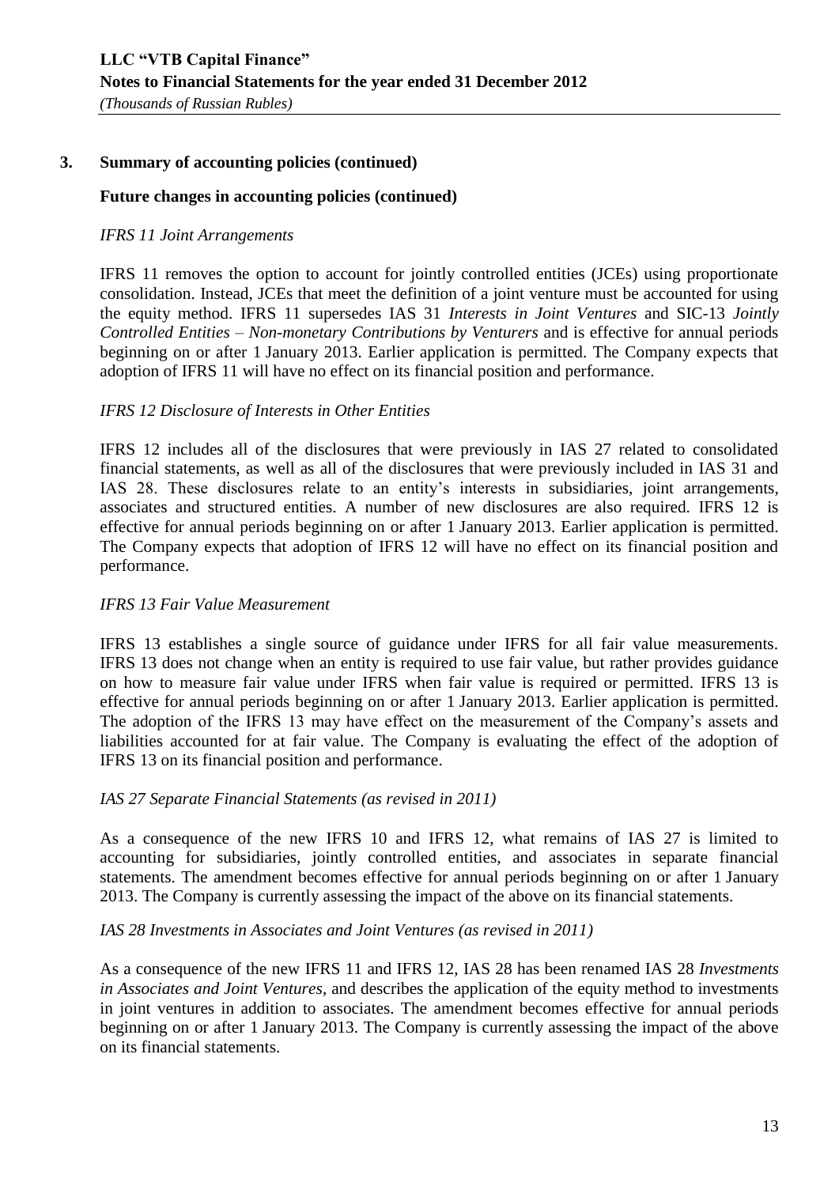## 3. Summary of accounting policies (continued)

### Future changes in accounting policies (continued)

*IFRS 11 Joint Arrangements*

IFRS 11 removes the option to account for jointly controlled entities (JCEs) using proportionate consolidation. Instead, JCEs that meet the definition of a joint venture must be accounted for using the equity method. IFRS 11 supersedes IAS 31 *Interests in Joint Ventures* and SIC-13 *Jointly Controlled Entities – Non-monetary Contributions by Venturers* and is effective for annual periods beginning on or after 1 January 2013. Earlier application is permitted. The Company expects that adoption of IFRS 11 will have no effect on its financial position and performance.

*IFRS 12 Disclosure of Interests in Other Entities*

IFRS 12 includes all of the disclosures that were previously in IAS 27 related to consolidated financial statements, as well as all of the disclosures that were previously included in IAS 31 and IAS 28. These disclosures relate to an entity's interests in subsidiaries, joint arrangements, associates and structured entities. A number of new disclosures are also required. IFRS 12 is effective for annual periods beginning on or after 1 January 2013. Earlier application is permitted. The Company expects that adoption of IFRS 12 will have no effect on its financial position and performance.

*IFRS 13 Fair Value Measurement*

IFRS 13 establishes a single source of guidance under IFRS for all fair value measurements. IFRS 13 does not change when an entity is required to use fair value, but rather provides guidance on how to measure fair value under IFRS when fair value is required or permitted. IFRS 13 is effective for annual periods beginning on or after 1 January 2013. Earlier application is permitted. The adoption of the IFRS 13 may have effect on the measurement of the Company's assets and liabilities accounted for at fair value. The Company is evaluating the effect of the adoption of IFRS 13 on its financial position and performance.

*IAS 27 Separate Financial Statements (as revised in 2011)*

As a consequence of the new IFRS 10 and IFRS 12, what remains of IAS 27 is limited to accounting for subsidiaries, jointly controlled entities, and associates in separate financial statements. The amendment becomes effective for annual periods beginning on or after 1 January 2013. The Company is currently assessing the impact of the above on its financial statements.

*IAS 28 Investments in Associates and Joint Ventures (as revised in 2011)*

As a consequence of the new IFRS 11 and IFRS 12, IAS 28 has been renamed IAS 28 *Investments in Associates and Joint Ventures*, and describes the application of the equity method to investments in joint ventures in addition to associates. The amendment becomes effective for annual periods beginning on or after 1 January 2013. The Company is currently assessing the impact of the above on its financial statements.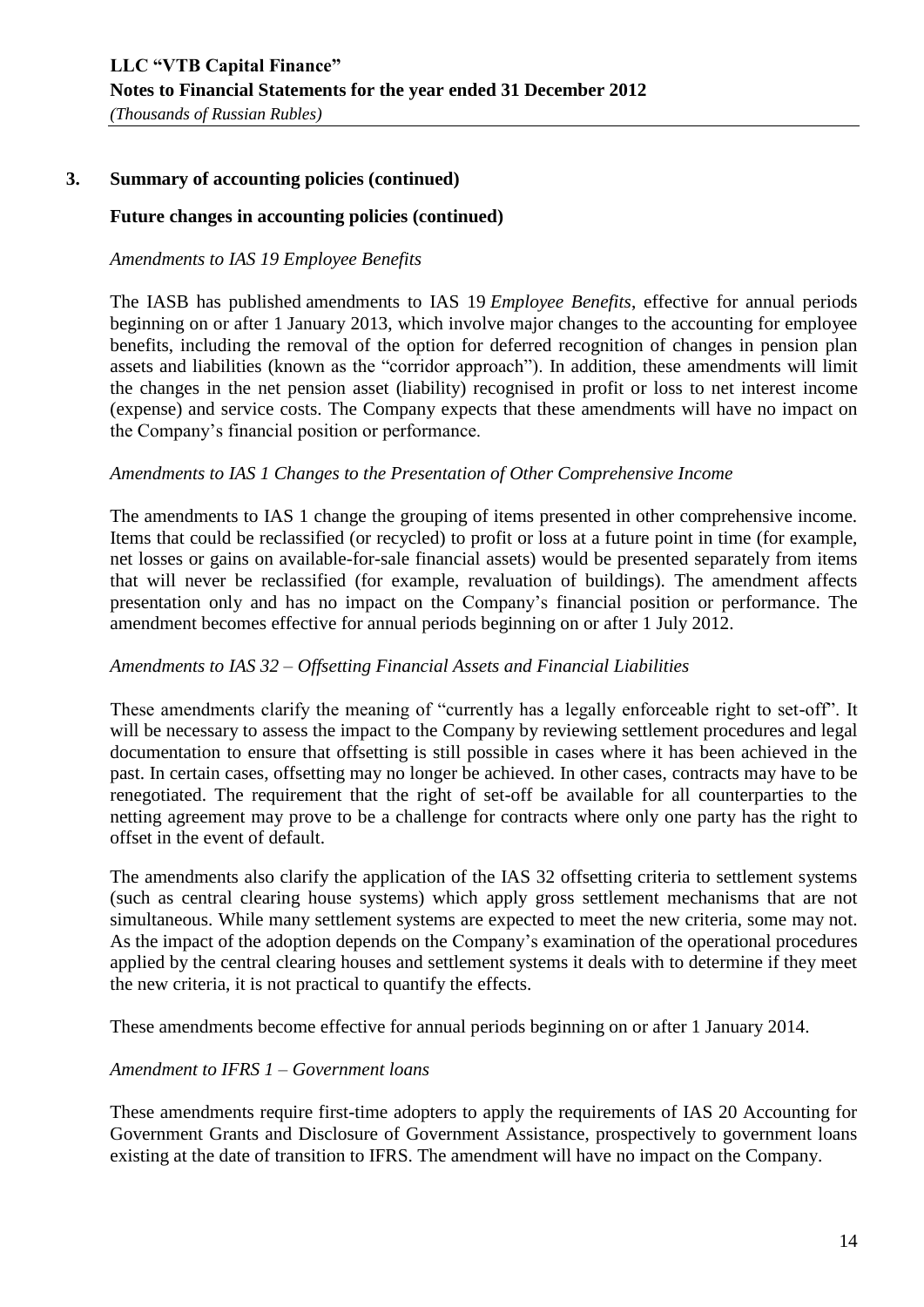## 3. Summary of accounting policies (continued)

### Future changes in accounting policies (continued)

*Amendments to IAS 19 Employee Benefits*

The IASB has published amendments to IAS 19 *Employee Benefits*, effective for annual periods beginning on or after 1 January 2013, which involve major changes to the accounting for employee benefits, including the removal of the option for deferred recognition of changes in pension plan assets and liabilities (known as the "corridor approach"). In addition, these amendments will limit the changes in the net pension asset (liability) recognised in profit or loss to net interest income (expense) and service costs. The Company expects that these amendments will have no impact on the Company's financial position or performance.

*Amendments to IAS 1 Changes to the Presentation of Other Comprehensive Income*

The amendments to IAS 1 change the grouping of items presented in other comprehensive income. Items that could be reclassified (or recycled) to profit or loss at a future point in time (for example, net losses or gains on available-for-sale financial assets) would be presented separately from items that will never be reclassified (for example, revaluation of buildings). The amendment affects presentation only and has no impact on the Company's financial position or performance. The amendment becomes effective for annual periods beginning on or after 1 July 2012.

*Amendments to IAS 32 – Offsetting Financial Assets and Financial Liabilities*

These amendments clarify the meaning of "currently has a legally enforceable right to set-off". It will be necessary to assess the impact to the Company by reviewing settlement procedures and legal documentation to ensure that offsetting is still possible in cases where it has been achieved in the past. In certain cases, offsetting may no longer be achieved. In other cases, contracts may have to be renegotiated. The requirement that the right of set-off be available for all counterparties to the netting agreement may prove to be a challenge for contracts where only one party has the right to offset in the event of default.

The amendments also clarify the application of the IAS 32 offsetting criteria to settlement systems (such as central clearing house systems) which apply gross settlement mechanisms that are not simultaneous. While many settlement systems are expected to meet the new criteria, some may not. As the impact of the adoption depends on the Company's examination of the operational procedures applied by the central clearing houses and settlement systems it deals with to determine if they meet the new criteria, it is not practical to quantify the effects.

These amendments become effective for annual periods beginning on or after 1 January 2014.

*Amendment to IFRS 1 – Government loans*

These amendments require first-time adopters to apply the requirements of IAS 20 Accounting for Government Grants and Disclosure of Government Assistance, prospectively to government loans existing at the date of transition to IFRS. The amendment will have no impact on the Company.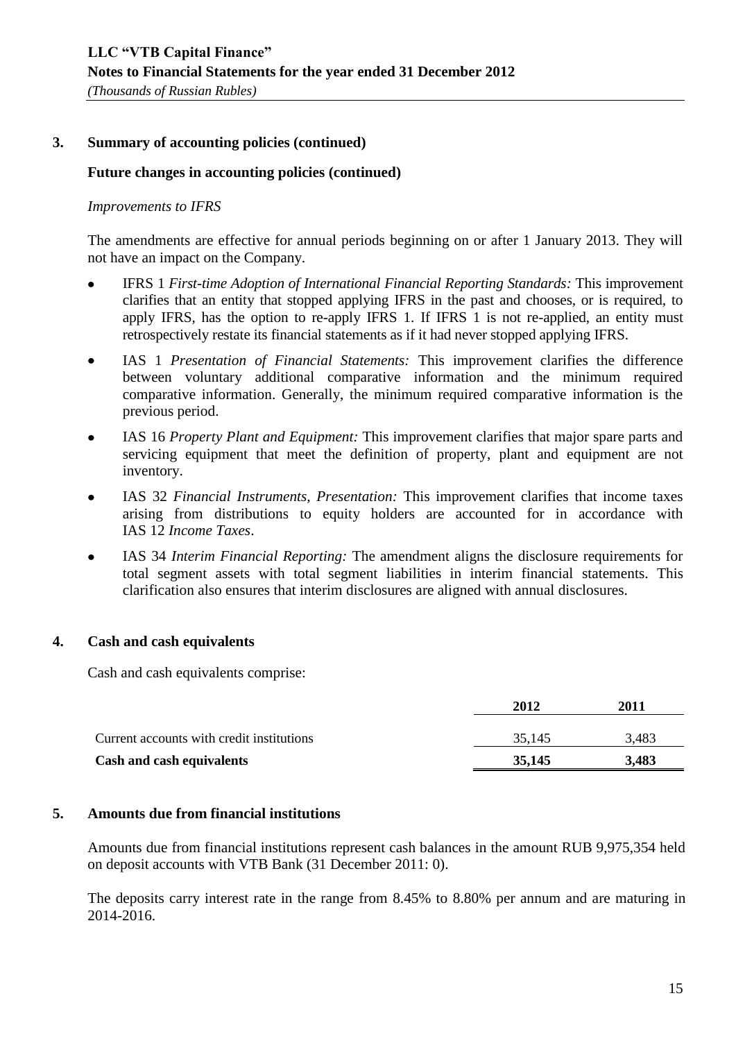## 3. Summary of accounting policies (continued)

### Future changes in accounting policies (continued)

*Improvements to IFRS*

The amendments are effective for annual periods beginning on or after 1 January 2013. They will not have an impact on the Company.

- IFRS 1 *First-time Adoption of International Financial Reporting Standards:* This improvement clarifies that an entity that stopped applying IFRS in the past and chooses, or is required, to apply IFRS, has the option to re-apply IFRS 1. If IFRS 1 is not re-applied, an entity must retrospectively restate its financial statements as if it had never stopped applying IFRS.
- IAS 1 *Presentation of Financial Statements:* This improvement clarifies the difference between voluntary additional comparative information and the minimum required comparative information. Generally, the minimum required comparative information is the previous period.
- IAS 16 *Property Plant and Equipment:* This improvement clarifies that major spare parts and servicing equipment that meet the definition of property, plant and equipment are not inventory.
- IAS 32 *Financial Instruments, Presentation:* This improvement clarifies that income taxes arising from distributions to equity holders are accounted for in accordance with IAS 12 *Income Taxes*.
- IAS 34 *Interim Financial Reporting:* The amendment aligns the disclosure requirements for total segment assets with total segment liabilities in interim financial statements. This clarification also ensures that interim disclosures are aligned with annual disclosures.

## 4. Cash and cash equivalents

Cash and cash equivalents comprise:

| | 2012 | 2011 |
|---|---|---|
| Current accounts with credit institutions | 35,145 | 3,483 |
| **Cash and cash equivalents** | **35,145** | **3,483** |

## 5. Amounts due from financial institutions

Amounts due from financial institutions represent cash balances in the amount RUB 9,975,354 held on deposit accounts with VTB Bank (31 December 2011: 0).

The deposits carry interest rate in the range from 8.45% to 8.80% per annum and are maturing in 2014-2016.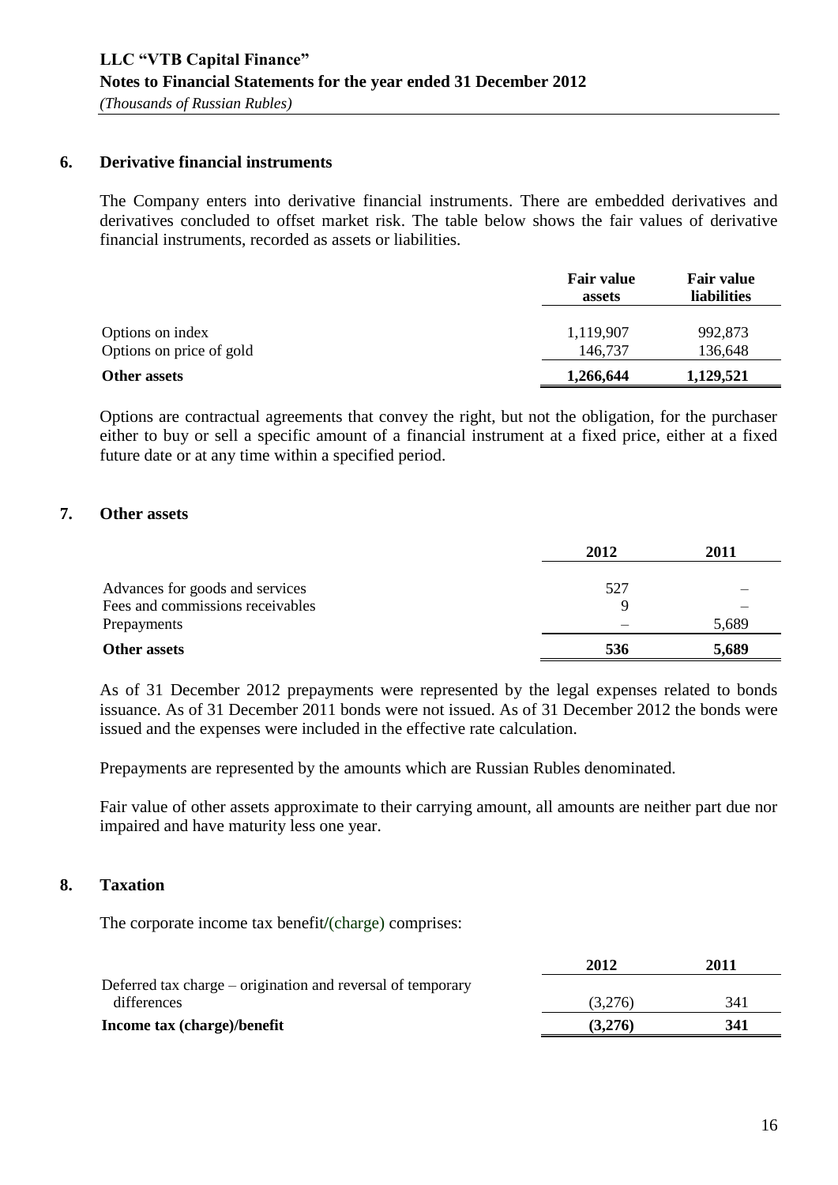## 6. Derivative financial instruments

The Company enters into derivative financial instruments. There are embedded derivatives and derivatives concluded to offset market risk. The table below shows the fair values of derivative financial instruments, recorded as assets or liabilities.

| | Fair value assets | Fair value liabilities |
|---|---|---|
| Options on index | 1,119,907 | 992,873 |
| Options on price of gold | 146,737 | 136,648 |
| **Other assets** | **1,266,644** | **1,129,521** |

Options are contractual agreements that convey the right, but not the obligation, for the purchaser either to buy or sell a specific amount of a financial instrument at a fixed price, either at a fixed future date or at any time within a specified period.

## 7. Other assets

| | 2012 | 2011 |
|---|---|---|
| Advances for goods and services | 527 | – |
| Fees and commissions receivables | 9 | – |
| Prepayments | – | 5,689 |
| **Other assets** | **536** | **5,689** |

As of 31 December 2012 prepayments were represented by the legal expenses related to bonds issuance. As of 31 December 2011 bonds were not issued. As of 31 December 2012 the bonds were issued and the expenses were included in the effective rate calculation.

Prepayments are represented by the amounts which are Russian Rubles denominated.

Fair value of other assets approximate to their carrying amount, all amounts are neither part due nor impaired and have maturity less one year.

## 8. Taxation

The corporate income tax benefit/(charge) comprises:

| | 2012 | 2011 |
|---|---|---|
| Deferred tax charge – origination and reversal of temporary differences | (3,276) | 341 |
| **Income tax (charge)/benefit** | **(3,276)** | **341** |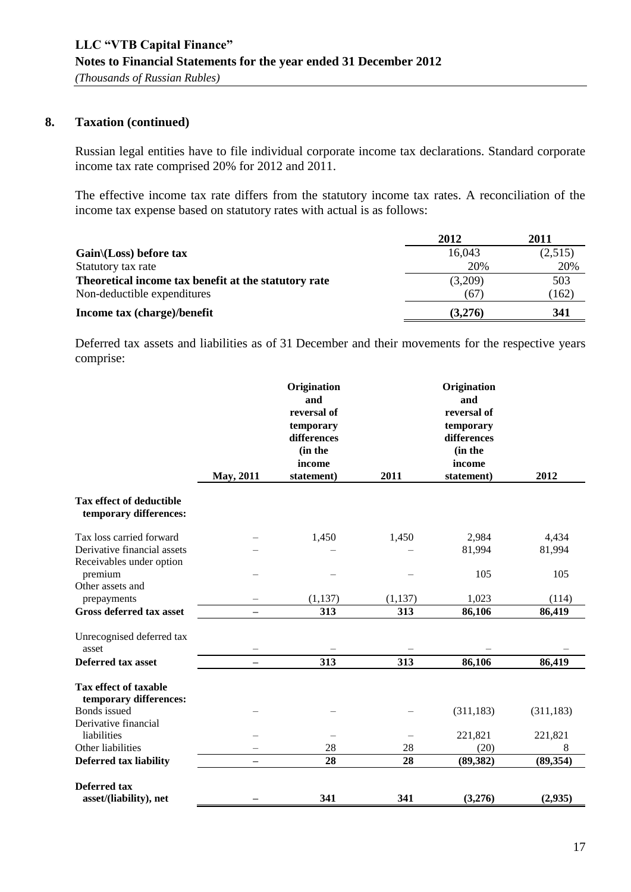## 8. Taxation (continued)

Russian legal entities have to file individual corporate income tax declarations. Standard corporate income tax rate comprised 20% for 2012 and 2011.

The effective income tax rate differs from the statutory income tax rates. A reconciliation of the income tax expense based on statutory rates with actual is as follows:

| | 2012 | 2011 |
|---|---|---|
| **Gain\(Loss) before tax** | 16,043 | (2,515) |
| Statutory tax rate | 20% | 20% |
| **Theoretical income tax benefit at the statutory rate** | (3,209) | 503 |
| Non-deductible expenditures | (67) | (162) |
| **Income tax (charge)/benefit** | **(3,276)** | **341** |

Deferred tax assets and liabilities as of 31 December and their movements for the respective years comprise:

| | May, 2011 | Origination and reversal of temporary differences (in the income statement) | 2011 | Origination and reversal of temporary differences (in the income statement) | 2012 |
|---|---|---|---|---|---|
| **Tax effect of deductible temporary differences:** | | | | | |
| Tax loss carried forward | – | 1,450 | 1,450 | 2,984 | 4,434 |
| Derivative financial assets | – | – | – | 81,994 | 81,994 |
| Receivables under option premium | – | – | – | 105 | 105 |
| Other assets and prepayments | – | (1,137) | (1,137) | 1,023 | (114) |
| **Gross deferred tax asset** | **–** | **313** | **313** | **86,106** | **86,419** |
| Unrecognised deferred tax asset | – | – | – | – | – |
| **Deferred tax asset** | **–** | **313** | **313** | **86,106** | **86,419** |
| **Tax effect of taxable temporary differences:** | | | | | |
| Bonds issued | – | – | – | (311,183) | (311,183) |
| Derivative financial liabilities | – | – | – | 221,821 | 221,821 |
| Other liabilities | – | 28 | 28 | (20) | 8 |
| **Deferred tax liability** | **–** | **28** | **28** | **(89,382)** | **(89,354)** |
| **Deferred tax asset/(liability), net** | **–** | **341** | **341** | **(3,276)** | **(2,935)** |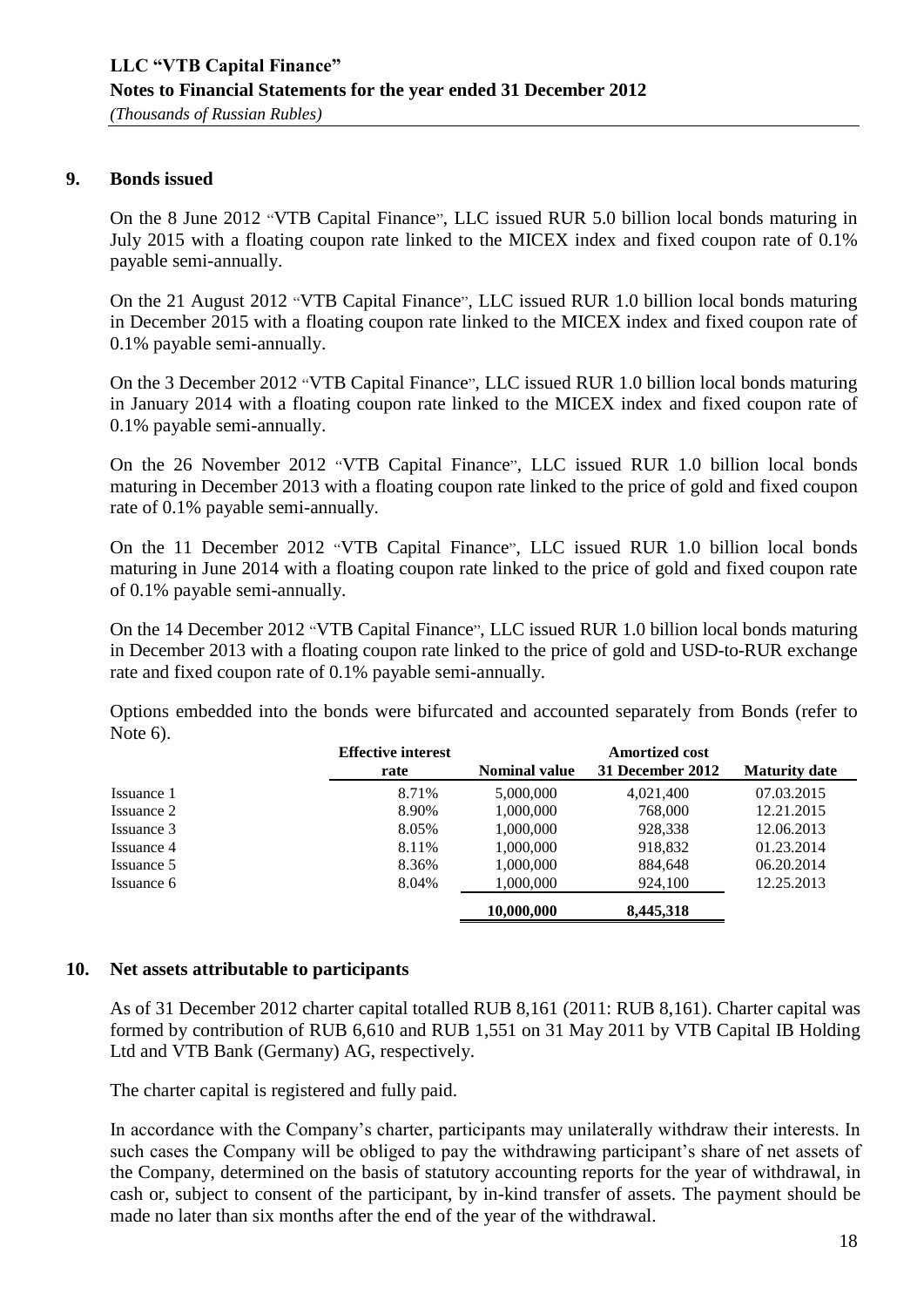## 9. Bonds issued

On the 8 June 2012 "VTB Capital Finance", LLC issued RUR 5.0 billion local bonds maturing in July 2015 with a floating coupon rate linked to the MICEX index and fixed coupon rate of 0.1% payable semi-annually.

On the 21 August 2012 "VTB Capital Finance", LLC issued RUR 1.0 billion local bonds maturing in December 2015 with a floating coupon rate linked to the MICEX index and fixed coupon rate of 0.1% payable semi-annually.

On the 3 December 2012 "VTB Capital Finance", LLC issued RUR 1.0 billion local bonds maturing in January 2014 with a floating coupon rate linked to the MICEX index and fixed coupon rate of 0.1% payable semi-annually.

On the 26 November 2012 "VTB Capital Finance", LLC issued RUR 1.0 billion local bonds maturing in December 2013 with a floating coupon rate linked to the price of gold and fixed coupon rate of 0.1% payable semi-annually.

On the 11 December 2012 "VTB Capital Finance", LLC issued RUR 1.0 billion local bonds maturing in June 2014 with a floating coupon rate linked to the price of gold and fixed coupon rate of 0.1% payable semi-annually.

On the 14 December 2012 "VTB Capital Finance", LLC issued RUR 1.0 billion local bonds maturing in December 2013 with a floating coupon rate linked to the price of gold and USD-to-RUR exchange rate and fixed coupon rate of 0.1% payable semi-annually.

Options embedded into the bonds were bifurcated and accounted separately from Bonds (refer to Note 6).

| | Effective interest rate | Nominal value | Amortized cost 31 December 2012 | Maturity date |
|---|---|---|---|---|
| Issuance 1 | 8.71% | 5,000,000 | 4,021,400 | 07.03.2015 |
| Issuance 2 | 8.90% | 1,000,000 | 768,000 | 12.21.2015 |
| Issuance 3 | 8.05% | 1,000,000 | 928,338 | 12.06.2013 |
| Issuance 4 | 8.11% | 1,000,000 | 918,832 | 01.23.2014 |
| Issuance 5 | 8.36% | 1,000,000 | 884,648 | 06.20.2014 |
| Issuance 6 | 8.04% | 1,000,000 | 924,100 | 12.25.2013 |
| | | **10,000,000** | **8,445,318** | |

## 10. Net assets attributable to participants

As of 31 December 2012 charter capital totalled RUB 8,161 (2011: RUB 8,161). Charter capital was formed by contribution of RUB 6,610 and RUB 1,551 on 31 May 2011 by VTB Capital IB Holding Ltd and VTB Bank (Germany) AG, respectively.

The charter capital is registered and fully paid.

In accordance with the Company's charter, participants may unilaterally withdraw their interests. In such cases the Company will be obliged to pay the withdrawing participant's share of net assets of the Company, determined on the basis of statutory accounting reports for the year of withdrawal, in cash or, subject to consent of the participant, by in-kind transfer of assets. The payment should be made no later than six months after the end of the year of the withdrawal.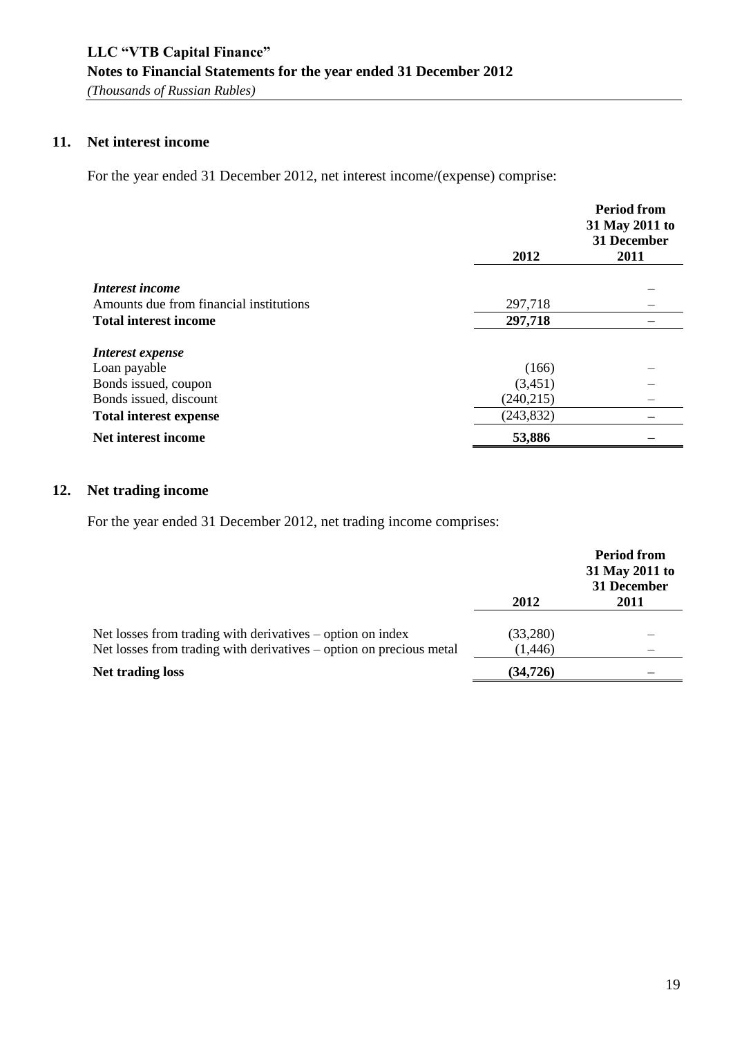## 11. Net interest income

For the year ended 31 December 2012, net interest income/(expense) comprise:

| | 2012 | Period from 31 May 2011 to 31 December 2011 |
|---|---|---|
| ***Interest income*** | | – |
| Amounts due from financial institutions | 297,718 | – |
| **Total interest income** | **297,718** | **–** |
| ***Interest expense*** | | |
| Loan payable | (166) | – |
| Bonds issued, coupon | (3,451) | – |
| Bonds issued, discount | (240,215) | – |
| **Total interest expense** | (243,832) | **–** |
| **Net interest income** | **53,886** | **–** |

## 12. Net trading income

For the year ended 31 December 2012, net trading income comprises:

| | 2012 | Period from 31 May 2011 to 31 December 2011 |
|---|---|---|
| Net losses from trading with derivatives – option on index | (33,280) | – |
| Net losses from trading with derivatives – option on precious metal | (1,446) | – |
| **Net trading loss** | **(34,726)** | **–** |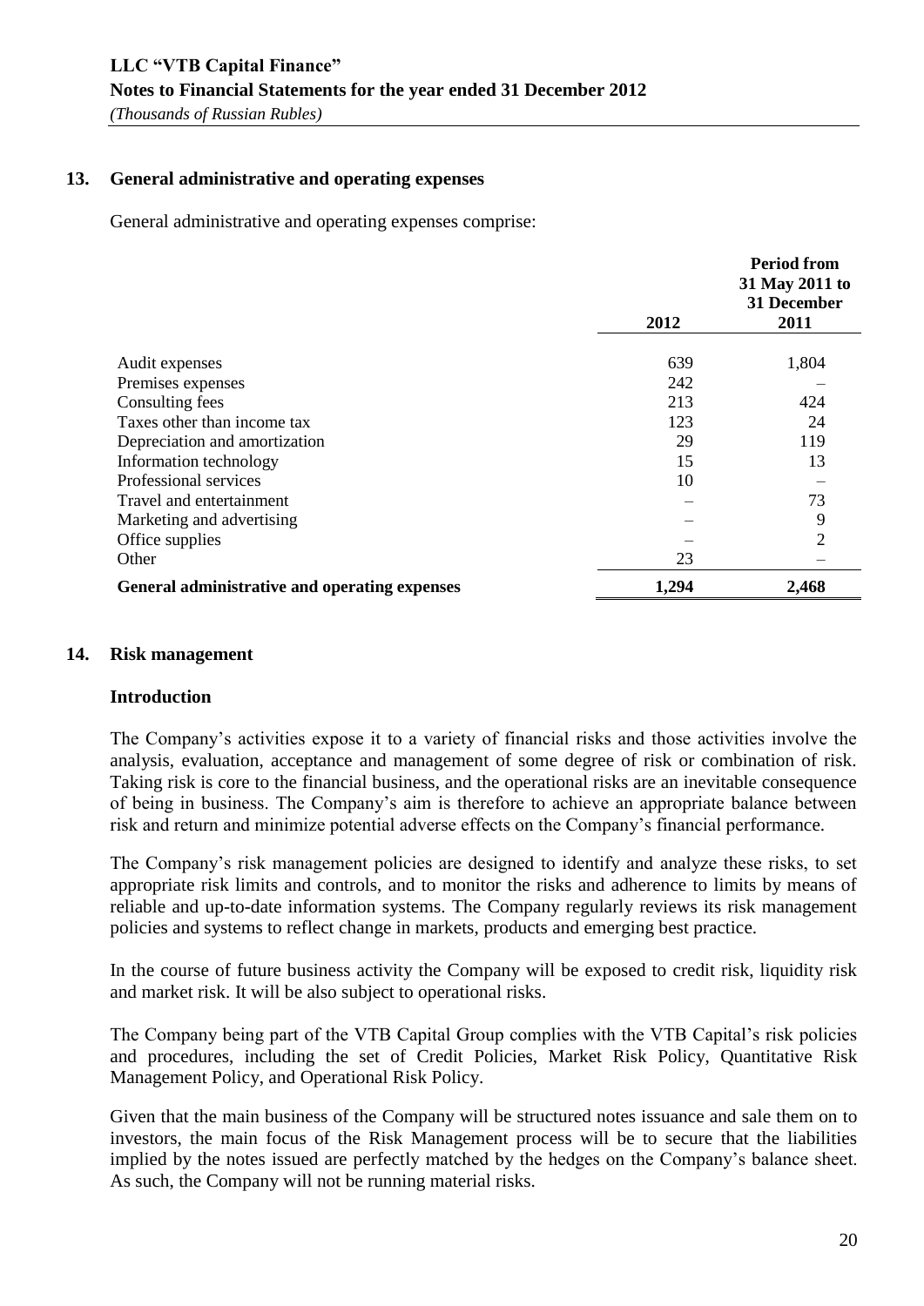## 13. General administrative and operating expenses

General administrative and operating expenses comprise:

| | 2012 | Period from 31 May 2011 to 31 December 2011 |
|---|---|---|
| Audit expenses | 639 | 1,804 |
| Premises expenses | 242 | – |
| Consulting fees | 213 | 424 |
| Taxes other than income tax | 123 | 24 |
| Depreciation and amortization | 29 | 119 |
| Information technology | 15 | 13 |
| Professional services | 10 | – |
| Travel and entertainment | – | 73 |
| Marketing and advertising | – | 9 |
| Office supplies | – | 2 |
| Other | 23 | – |
| **General administrative and operating expenses** | **1,294** | **2,468** |

## 14. Risk management

### Introduction

The Company's activities expose it to a variety of financial risks and those activities involve the analysis, evaluation, acceptance and management of some degree of risk or combination of risk. Taking risk is core to the financial business, and the operational risks are an inevitable consequence of being in business. The Company's aim is therefore to achieve an appropriate balance between risk and return and minimize potential adverse effects on the Company's financial performance.

The Company's risk management policies are designed to identify and analyze these risks, to set appropriate risk limits and controls, and to monitor the risks and adherence to limits by means of reliable and up-to-date information systems. The Company regularly reviews its risk management policies and systems to reflect change in markets, products and emerging best practice.

In the course of future business activity the Company will be exposed to credit risk, liquidity risk and market risk. It will be also subject to operational risks.

The Company being part of the VTB Capital Group complies with the VTB Capital's risk policies and procedures, including the set of Credit Policies, Market Risk Policy, Quantitative Risk Management Policy, and Operational Risk Policy.

Given that the main business of the Company will be structured notes issuance and sale them on to investors, the main focus of the Risk Management process will be to secure that the liabilities implied by the notes issued are perfectly matched by the hedges on the Company's balance sheet. As such, the Company will not be running material risks.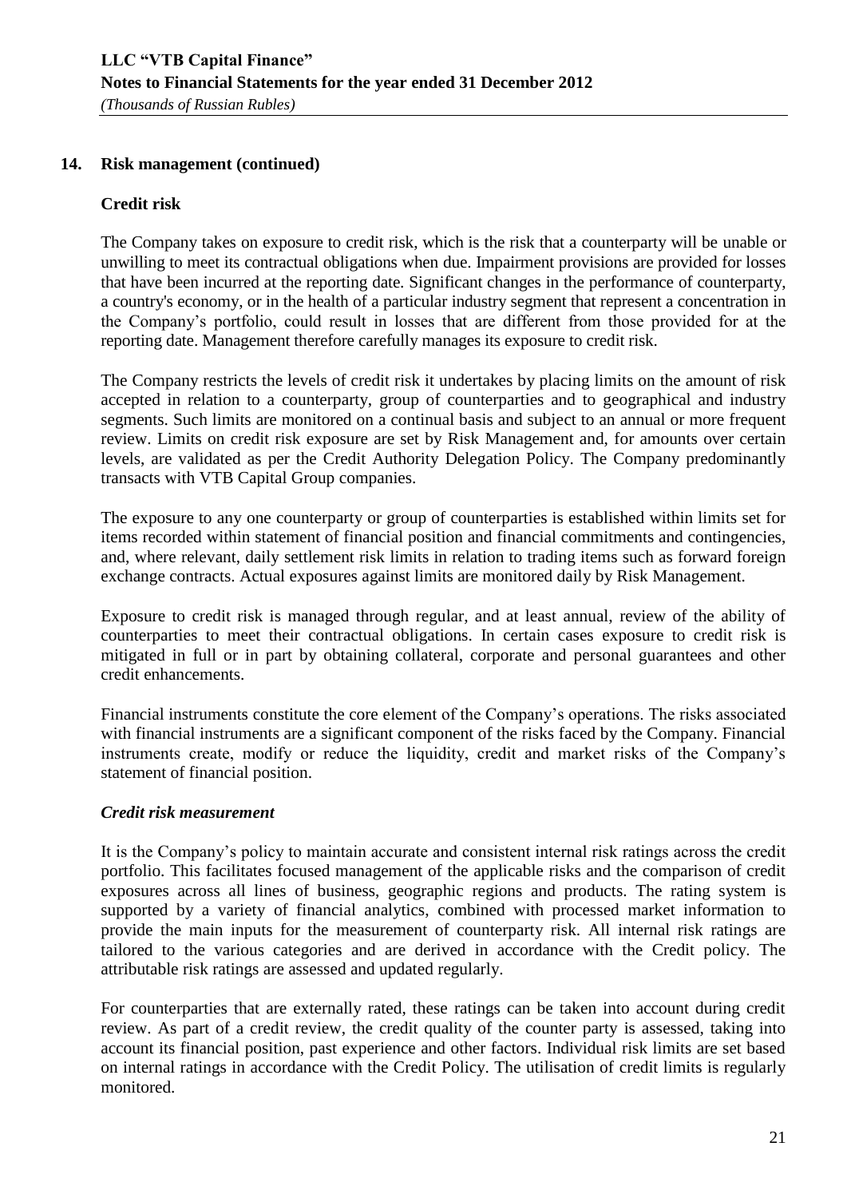## 14. Risk management (continued)

### Credit risk

The Company takes on exposure to credit risk, which is the risk that a counterparty will be unable or unwilling to meet its contractual obligations when due. Impairment provisions are provided for losses that have been incurred at the reporting date. Significant changes in the performance of counterparty, a country's economy, or in the health of a particular industry segment that represent a concentration in the Company's portfolio, could result in losses that are different from those provided for at the reporting date. Management therefore carefully manages its exposure to credit risk.

The Company restricts the levels of credit risk it undertakes by placing limits on the amount of risk accepted in relation to a counterparty, group of counterparties and to geographical and industry segments. Such limits are monitored on a continual basis and subject to an annual or more frequent review. Limits on credit risk exposure are set by Risk Management and, for amounts over certain levels, are validated as per the Credit Authority Delegation Policy. The Company predominantly transacts with VTB Capital Group companies.

The exposure to any one counterparty or group of counterparties is established within limits set for items recorded within statement of financial position and financial commitments and contingencies, and, where relevant, daily settlement risk limits in relation to trading items such as forward foreign exchange contracts. Actual exposures against limits are monitored daily by Risk Management.

Exposure to credit risk is managed through regular, and at least annual, review of the ability of counterparties to meet their contractual obligations. In certain cases exposure to credit risk is mitigated in full or in part by obtaining collateral, corporate and personal guarantees and other credit enhancements.

Financial instruments constitute the core element of the Company's operations. The risks associated with financial instruments are a significant component of the risks faced by the Company. Financial instruments create, modify or reduce the liquidity, credit and market risks of the Company's statement of financial position.

#### *Credit risk measurement*

It is the Company's policy to maintain accurate and consistent internal risk ratings across the credit portfolio. This facilitates focused management of the applicable risks and the comparison of credit exposures across all lines of business, geographic regions and products. The rating system is supported by a variety of financial analytics, combined with processed market information to provide the main inputs for the measurement of counterparty risk. All internal risk ratings are tailored to the various categories and are derived in accordance with the Credit policy. The attributable risk ratings are assessed and updated regularly.

For counterparties that are externally rated, these ratings can be taken into account during credit review. As part of a credit review, the credit quality of the counter party is assessed, taking into account its financial position, past experience and other factors. Individual risk limits are set based on internal ratings in accordance with the Credit Policy. The utilisation of credit limits is regularly monitored.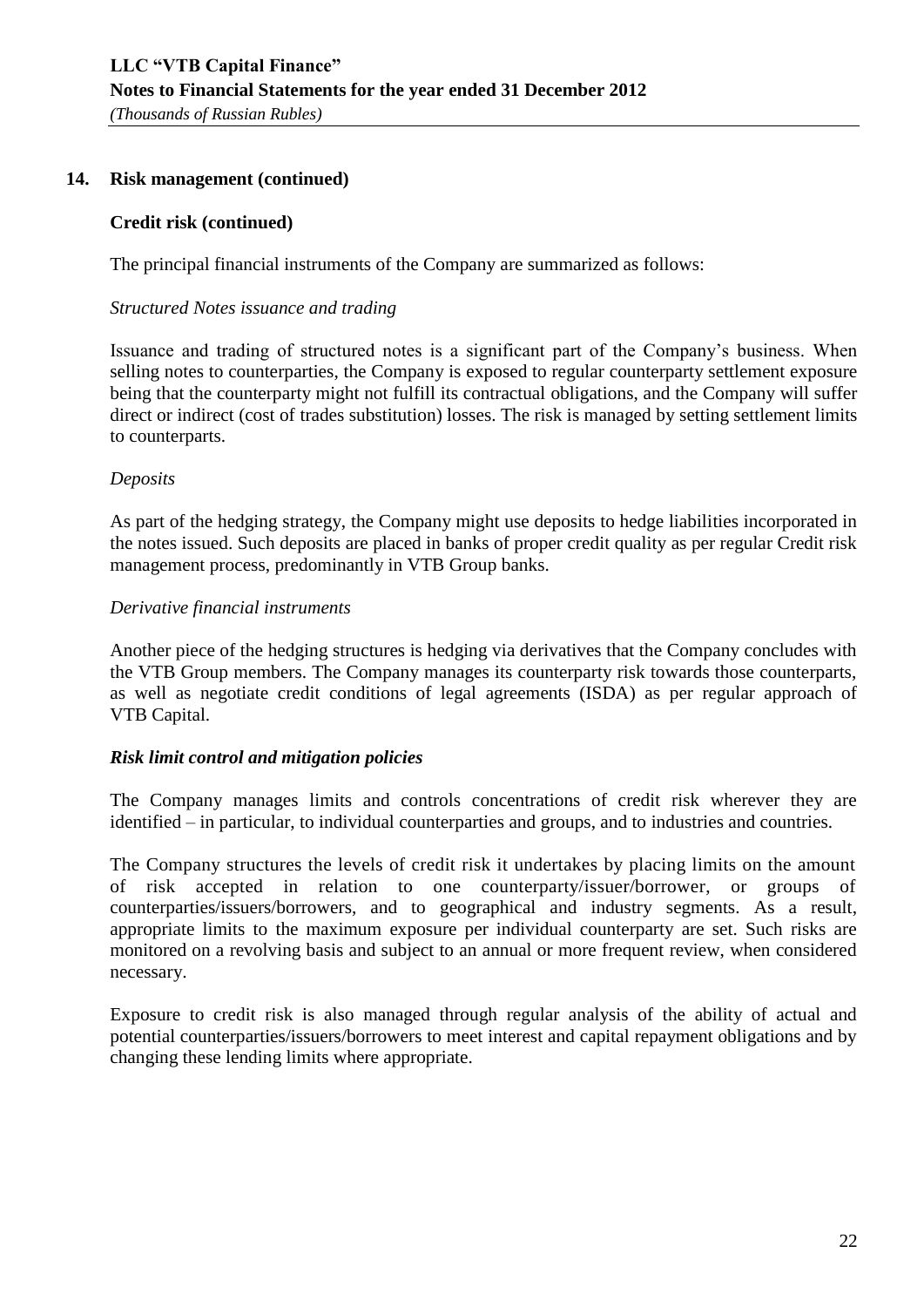## 14. Risk management (continued)

### Credit risk (continued)

The principal financial instruments of the Company are summarized as follows:

*Structured Notes issuance and trading*

Issuance and trading of structured notes is a significant part of the Company's business. When selling notes to counterparties, the Company is exposed to regular counterparty settlement exposure being that the counterparty might not fulfill its contractual obligations, and the Company will suffer direct or indirect (cost of trades substitution) losses. The risk is managed by setting settlement limits to counterparts.

*Deposits*

As part of the hedging strategy, the Company might use deposits to hedge liabilities incorporated in the notes issued. Such deposits are placed in banks of proper credit quality as per regular Credit risk management process, predominantly in VTB Group banks.

*Derivative financial instruments*

Another piece of the hedging structures is hedging via derivatives that the Company concludes with the VTB Group members. The Company manages its counterparty risk towards those counterparts, as well as negotiate credit conditions of legal agreements (ISDA) as per regular approach of VTB Capital.

***Risk limit control and mitigation policies***

The Company manages limits and controls concentrations of credit risk wherever they are identified – in particular, to individual counterparties and groups, and to industries and countries.

The Company structures the levels of credit risk it undertakes by placing limits on the amount of risk accepted in relation to one counterparty/issuer/borrower, or groups of counterparties/issuers/borrowers, and to geographical and industry segments. As a result, appropriate limits to the maximum exposure per individual counterparty are set. Such risks are monitored on a revolving basis and subject to an annual or more frequent review, when considered necessary.

Exposure to credit risk is also managed through regular analysis of the ability of actual and potential counterparties/issuers/borrowers to meet interest and capital repayment obligations and by changing these lending limits where appropriate.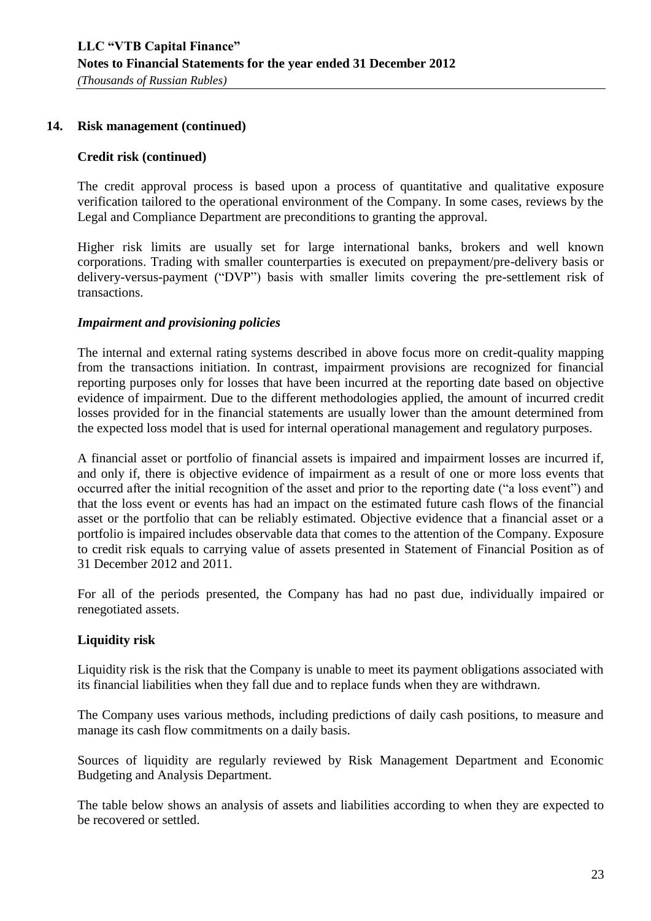## 14. Risk management (continued)

### Credit risk (continued)

The credit approval process is based upon a process of quantitative and qualitative exposure verification tailored to the operational environment of the Company. In some cases, reviews by the Legal and Compliance Department are preconditions to granting the approval.

Higher risk limits are usually set for large international banks, brokers and well known corporations. Trading with smaller counterparties is executed on prepayment/pre-delivery basis or delivery-versus-payment ("DVP") basis with smaller limits covering the pre-settlement risk of transactions.

#### *Impairment and provisioning policies*

The internal and external rating systems described in above focus more on credit-quality mapping from the transactions initiation. In contrast, impairment provisions are recognized for financial reporting purposes only for losses that have been incurred at the reporting date based on objective evidence of impairment. Due to the different methodologies applied, the amount of incurred credit losses provided for in the financial statements are usually lower than the amount determined from the expected loss model that is used for internal operational management and regulatory purposes.

A financial asset or portfolio of financial assets is impaired and impairment losses are incurred if, and only if, there is objective evidence of impairment as a result of one or more loss events that occurred after the initial recognition of the asset and prior to the reporting date ("a loss event") and that the loss event or events has had an impact on the estimated future cash flows of the financial asset or the portfolio that can be reliably estimated. Objective evidence that a financial asset or a portfolio is impaired includes observable data that comes to the attention of the Company. Exposure to credit risk equals to carrying value of assets presented in Statement of Financial Position as of 31 December 2012 and 2011.

For all of the periods presented, the Company has had no past due, individually impaired or renegotiated assets.

### Liquidity risk

Liquidity risk is the risk that the Company is unable to meet its payment obligations associated with its financial liabilities when they fall due and to replace funds when they are withdrawn.

The Company uses various methods, including predictions of daily cash positions, to measure and manage its cash flow commitments on a daily basis.

Sources of liquidity are regularly reviewed by Risk Management Department and Economic Budgeting and Analysis Department.

The table below shows an analysis of assets and liabilities according to when they are expected to be recovered or settled.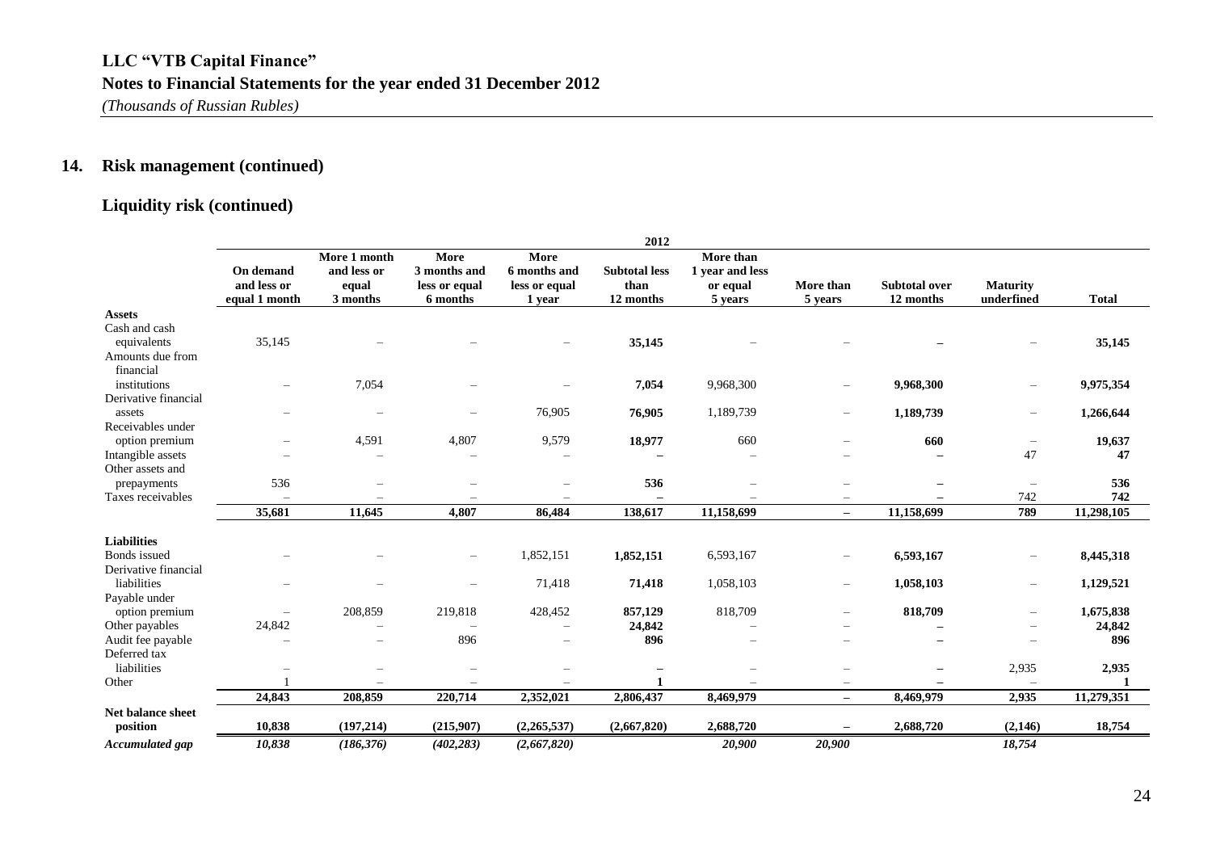## 14. Risk management (continued)

### Liquidity risk (continued)

| | 2012 | | | | | | | | | |
|---|---|---|---|---|---|---|---|---|---|---|
| | On demand and less or equal 1 month | More 1 month and less or equal 3 months | More 3 months and less or equal 6 months | More 6 months and less or equal 1 year | Subtotal less than 12 months | More than 1 year and less or equal 5 years | More than 5 years | Subtotal over 12 months | Maturity underfined | Total |
| **Assets** | | | | | | | | | | |
| Cash and cash equivalents | 35,145 | – | – | – | **35,145** | – | – | **–** | – | **35,145** |
| Amounts due from financial institutions | – | 7,054 | – | – | **7,054** | 9,968,300 | – | **9,968,300** | – | **9,975,354** |
| Derivative financial assets | – | – | – | 76,905 | **76,905** | 1,189,739 | – | **1,189,739** | – | **1,266,644** |
| Receivables under option premium | – | 4,591 | 4,807 | 9,579 | **18,977** | 660 | – | **660** | – | **19,637** |
| Intangible assets | – | – | – | – | **–** | – | – | **–** | 47 | **47** |
| Other assets and prepayments | 536 | – | – | – | **536** | – | – | **–** | – | **536** |
| Taxes receivables | – | – | – | – | **–** | – | – | **–** | 742 | **742** |
| | **35,681** | **11,645** | **4,807** | **86,484** | **138,617** | **11,158,699** | **–** | **11,158,699** | **789** | **11,298,105** |
| **Liabilities** | | | | | | | | | | |
| Bonds issued | – | – | – | 1,852,151 | **1,852,151** | 6,593,167 | – | **6,593,167** | – | **8,445,318** |
| Derivative financial liabilities | – | – | – | 71,418 | **71,418** | 1,058,103 | – | **1,058,103** | – | **1,129,521** |
| Payable under option premium | – | 208,859 | 219,818 | 428,452 | **857,129** | 818,709 | – | **818,709** | – | **1,675,838** |
| Other payables | 24,842 | – | – | – | **24,842** | – | – | **–** | – | **24,842** |
| Audit fee payable | – | – | 896 | – | **896** | – | – | **–** | – | **896** |
| Deferred tax liabilities | – | – | – | – | **–** | – | – | **–** | 2,935 | **2,935** |
| Other | 1 | – | – | – | **1** | – | – | **–** | – | **1** |
| | **24,843** | **208,859** | **220,714** | **2,352,021** | **2,806,437** | **8,469,979** | **–** | **8,469,979** | **2,935** | **11,279,351** |
| **Net balance sheet position** | **10,838** | **(197,214)** | **(215,907)** | **(2,265,537)** | **(2,667,820)** | **2,688,720** | **–** | **2,688,720** | **(2,146)** | **18,754** |
| ***Accumulated gap*** | ***10,838*** | ***(186,376)*** | ***(402,283)*** | ***(2,667,820)*** | | ***20,900*** | ***20,900*** | | ***18,754*** | |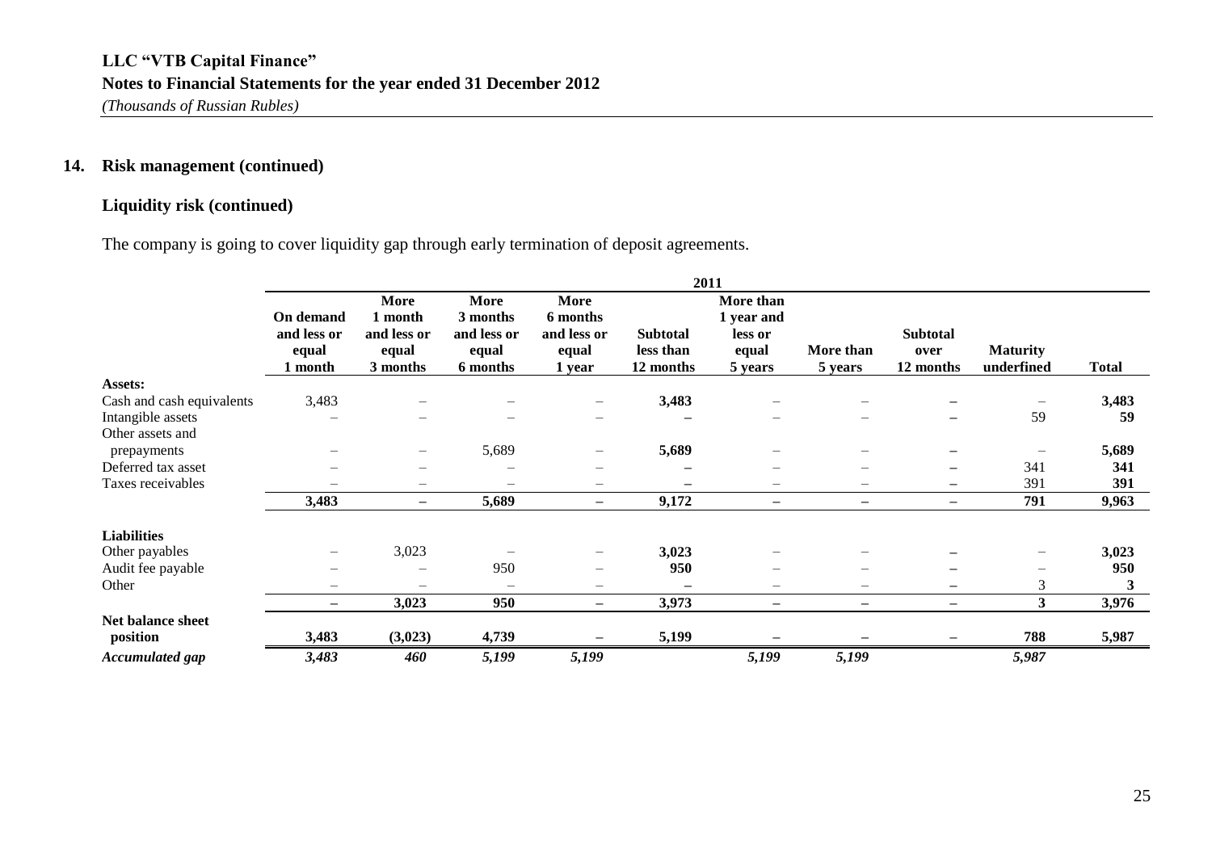## 14. Risk management (continued)

### Liquidity risk (continued)

The company is going to cover liquidity gap through early termination of deposit agreements.

| | 2011 | | | | | | | | | |
|---|---|---|---|---|---|---|---|---|---|---|
| | On demand and less or equal 1 month | More 1 month and less or equal 3 months | More 3 months and less or equal 6 months | More 6 months and less or equal 1 year | Subtotal less than 12 months | More than 1 year and less or equal 5 years | More than 5 years | Subtotal over 12 months | Maturity underfined | Total |
| **Assets:** | | | | | | | | | | |
| Cash and cash equivalents | 3,483 | – | – | – | **3,483** | – | – | **–** | – | **3,483** |
| Intangible assets | – | – | – | – | **–** | – | – | **–** | 59 | **59** |
| Other assets and prepayments | – | – | 5,689 | – | **5,689** | – | – | **–** | – | **5,689** |
| Deferred tax asset | – | – | – | – | **–** | – | – | **–** | 341 | **341** |
| Taxes receivables | – | – | – | – | **–** | – | – | **–** | 391 | **391** |
| | **3,483** | **–** | **5,689** | **–** | **9,172** | **–** | **–** | **–** | **791** | **9,963** |
| **Liabilities** | | | | | | | | | | |
| Other payables | – | 3,023 | – | – | **3,023** | – | – | **–** | – | **3,023** |
| Audit fee payable | – | – | 950 | – | **950** | – | – | **–** | – | **950** |
| Other | – | – | – | – | **–** | – | – | **–** | 3 | **3** |
| | **–** | **3,023** | **950** | **–** | **3,973** | **–** | **–** | **–** | **3** | **3,976** |
| **Net balance sheet position** | **3,483** | **(3,023)** | **4,739** | **–** | **5,199** | **–** | **–** | **–** | **788** | **5,987** |
| ***Accumulated gap*** | ***3,483*** | ***460*** | ***5,199*** | ***5,199*** | | ***5,199*** | ***5,199*** | | ***5,987*** | |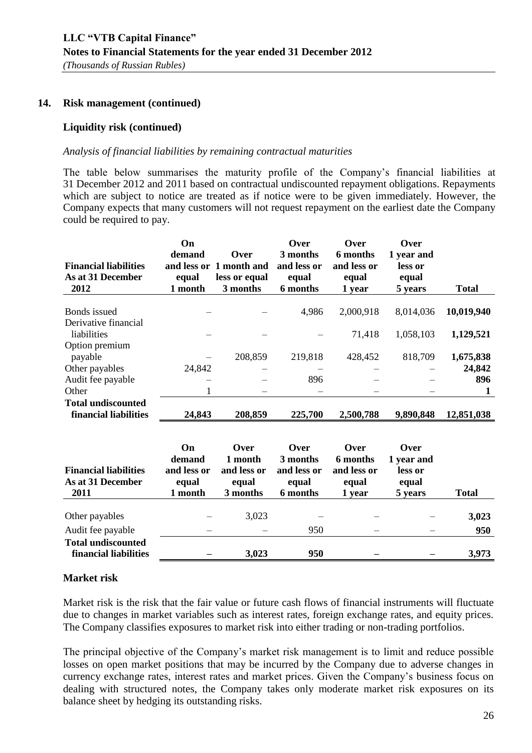## 14. Risk management (continued)

### Liquidity risk (continued)

*Analysis of financial liabilities by remaining contractual maturities*

The table below summarises the maturity profile of the Company's financial liabilities at 31 December 2012 and 2011 based on contractual undiscounted repayment obligations. Repayments which are subject to notice are treated as if notice were to be given immediately. However, the Company expects that many customers will not request repayment on the earliest date the Company could be required to pay.

| Financial liabilities As at 31 December 2012 | On demand and less or equal 1 month | Over 1 month and less or equal 3 months | Over 3 months and less or equal 6 months | Over 6 months and less or equal 1 year | Over 1 year and less or equal 5 years | Total |
|---|---|---|---|---|---|---|
| Bonds issued | – | – | 4,986 | 2,000,918 | 8,014,036 | **10,019,940** |
| Derivative financial liabilities | – | – | – | 71,418 | 1,058,103 | **1,129,521** |
| Option premium payable | – | 208,859 | 219,818 | 428,452 | 818,709 | **1,675,838** |
| Other payables | 24,842 | – | – | – | – | **24,842** |
| Audit fee payable | – | – | 896 | – | – | **896** |
| Other | 1 | – | – | – | – | **1** |
| **Total undiscounted financial liabilities** | **24,843** | **208,859** | **225,700** | **2,500,788** | **9,890,848** | **12,851,038** |

| Financial liabilities As at 31 December 2011 | On demand and less or equal 1 month | Over 1 month and less or equal 3 months | Over 3 months and less or equal 6 months | Over 6 months and less or equal 1 year | Over 1 year and less or equal 5 years | Total |
|---|---|---|---|---|---|---|
| Other payables | – | 3,023 | – | – | – | **3,023** |
| Audit fee payable | – | – | 950 | – | – | **950** |
| **Total undiscounted financial liabilities** | **–** | **3,023** | **950** | **–** | **–** | **3,973** |

### Market risk

Market risk is the risk that the fair value or future cash flows of financial instruments will fluctuate due to changes in market variables such as interest rates, foreign exchange rates, and equity prices. The Company classifies exposures to market risk into either trading or non-trading portfolios.

The principal objective of the Company's market risk management is to limit and reduce possible losses on open market positions that may be incurred by the Company due to adverse changes in currency exchange rates, interest rates and market prices. Given the Company's business focus on dealing with structured notes, the Company takes only moderate market risk exposures on its balance sheet by hedging its outstanding risks.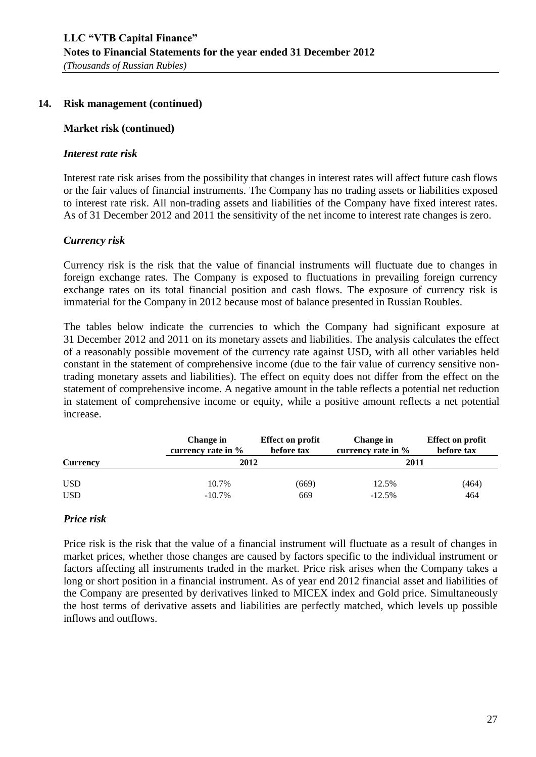## 14. Risk management (continued)

### Market risk (continued)

#### *Interest rate risk*

Interest rate risk arises from the possibility that changes in interest rates will affect future cash flows or the fair values of financial instruments. The Company has no trading assets or liabilities exposed to interest rate risk. All non-trading assets and liabilities of the Company have fixed interest rates. As of 31 December 2012 and 2011 the sensitivity of the net income to interest rate changes is zero.

#### *Currency risk*

Currency risk is the risk that the value of financial instruments will fluctuate due to changes in foreign exchange rates. The Company is exposed to fluctuations in prevailing foreign currency exchange rates on its total financial position and cash flows. The exposure of currency risk is immaterial for the Company in 2012 because most of balance presented in Russian Roubles.

The tables below indicate the currencies to which the Company had significant exposure at 31 December 2012 and 2011 on its monetary assets and liabilities. The analysis calculates the effect of a reasonably possible movement of the currency rate against USD, with all other variables held constant in the statement of comprehensive income (due to the fair value of currency sensitive non-trading monetary assets and liabilities). The effect on equity does not differ from the effect on the statement of comprehensive income. A negative amount in the table reflects a potential net reduction in statement of comprehensive income or equity, while a positive amount reflects a net potential increase.

| | Change in currency rate in % | Effect on profit before tax | Change in currency rate in % | Effect on profit before tax |
|---|---|---|---|---|
| **Currency** | **2012** | | **2011** | |
| USD | 10.7% | (669) | 12.5% | (464) |
| USD | -10.7% | 669 | -12.5% | 464 |

#### *Price risk*

Price risk is the risk that the value of a financial instrument will fluctuate as a result of changes in market prices, whether those changes are caused by factors specific to the individual instrument or factors affecting all instruments traded in the market. Price risk arises when the Company takes a long or short position in a financial instrument. As of year end 2012 financial asset and liabilities of the Company are presented by derivatives linked to MICEX index and Gold price. Simultaneously the host terms of derivative assets and liabilities are perfectly matched, which levels up possible inflows and outflows.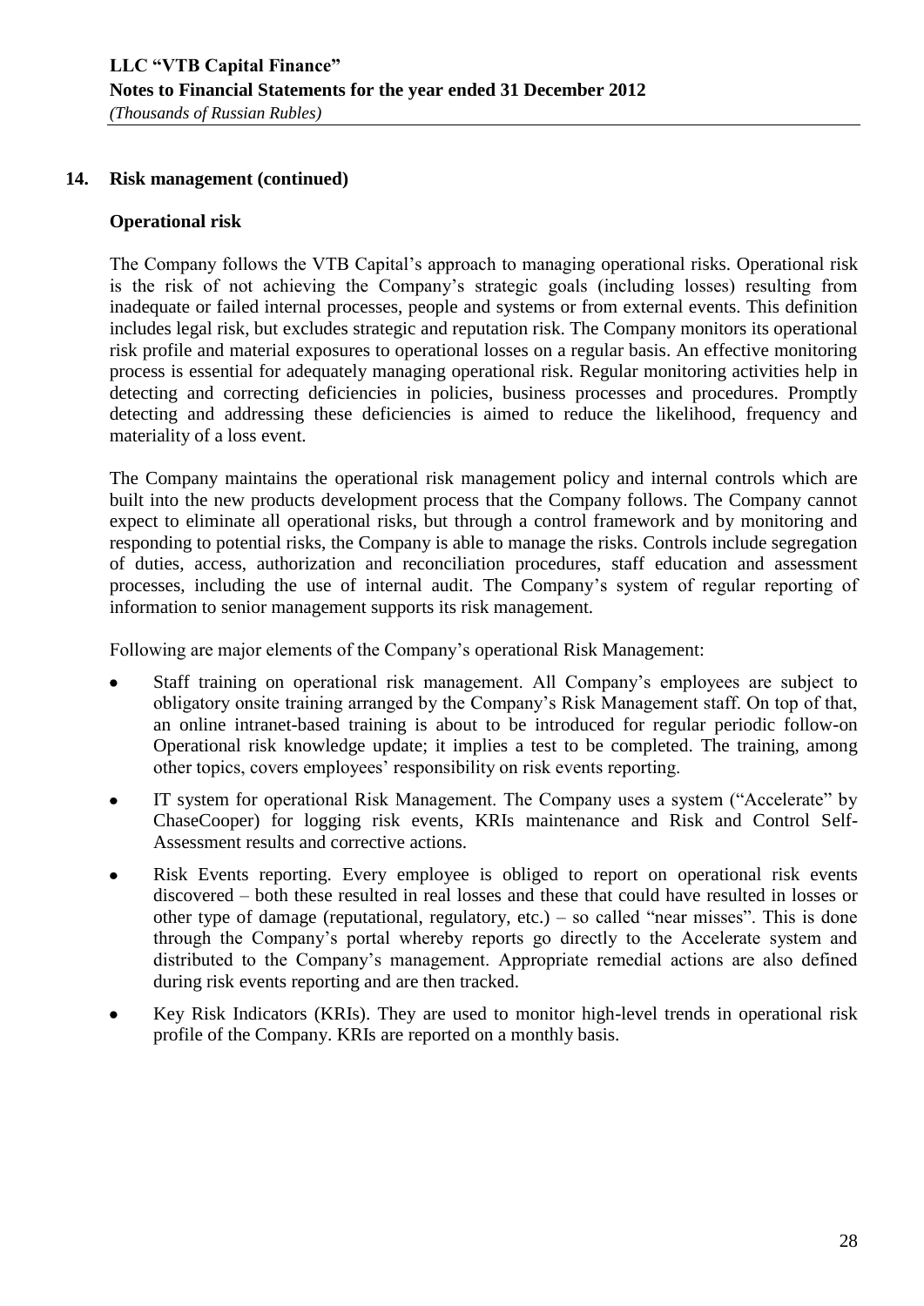## 14. Risk management (continued)

### Operational risk

The Company follows the VTB Capital's approach to managing operational risks. Operational risk is the risk of not achieving the Company's strategic goals (including losses) resulting from inadequate or failed internal processes, people and systems or from external events. This definition includes legal risk, but excludes strategic and reputation risk. The Company monitors its operational risk profile and material exposures to operational losses on a regular basis. An effective monitoring process is essential for adequately managing operational risk. Regular monitoring activities help in detecting and correcting deficiencies in policies, business processes and procedures. Promptly detecting and addressing these deficiencies is aimed to reduce the likelihood, frequency and materiality of a loss event.

The Company maintains the operational risk management policy and internal controls which are built into the new products development process that the Company follows. The Company cannot expect to eliminate all operational risks, but through a control framework and by monitoring and responding to potential risks, the Company is able to manage the risks. Controls include segregation of duties, access, authorization and reconciliation procedures, staff education and assessment processes, including the use of internal audit. The Company's system of regular reporting of information to senior management supports its risk management.

Following are major elements of the Company's operational Risk Management:

- Staff training on operational risk management. All Company's employees are subject to obligatory onsite training arranged by the Company's Risk Management staff. On top of that, an online intranet-based training is about to be introduced for regular periodic follow-on Operational risk knowledge update; it implies a test to be completed. The training, among other topics, covers employees' responsibility on risk events reporting.
- IT system for operational Risk Management. The Company uses a system ("Accelerate" by ChaseCooper) for logging risk events, KRIs maintenance and Risk and Control Self-Assessment results and corrective actions.
- Risk Events reporting. Every employee is obliged to report on operational risk events discovered – both these resulted in real losses and these that could have resulted in losses or other type of damage (reputational, regulatory, etc.) – so called "near misses". This is done through the Company's portal whereby reports go directly to the Accelerate system and distributed to the Company's management. Appropriate remedial actions are also defined during risk events reporting and are then tracked.
- Key Risk Indicators (KRIs). They are used to monitor high-level trends in operational risk profile of the Company. KRIs are reported on a monthly basis.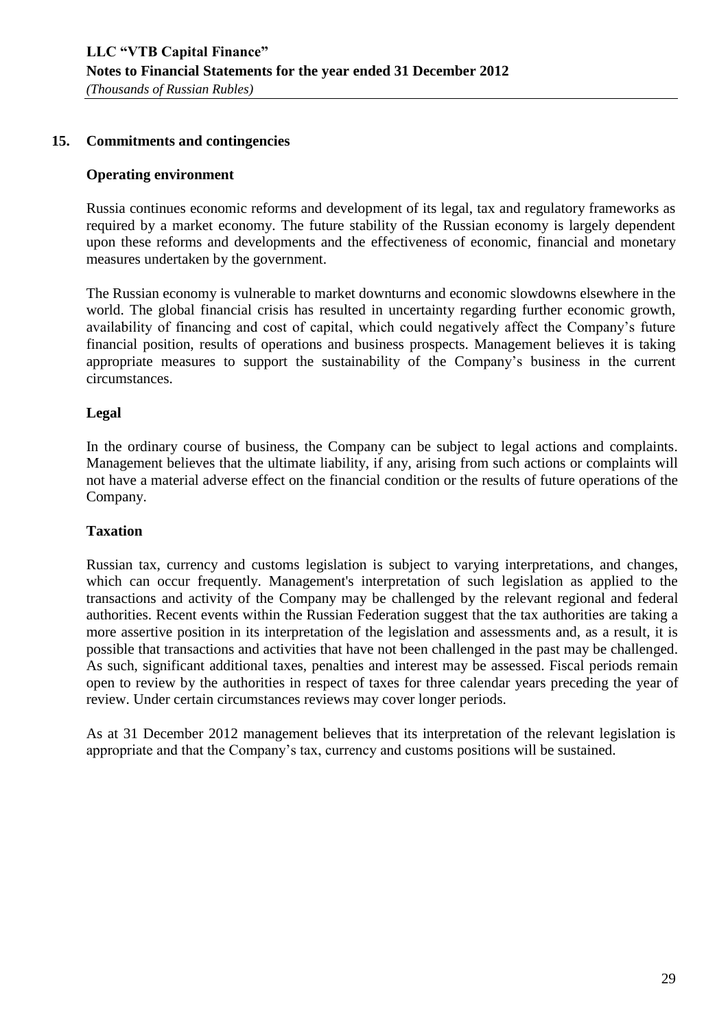## 15. Commitments and contingencies

### Operating environment

Russia continues economic reforms and development of its legal, tax and regulatory frameworks as required by a market economy. The future stability of the Russian economy is largely dependent upon these reforms and developments and the effectiveness of economic, financial and monetary measures undertaken by the government.

The Russian economy is vulnerable to market downturns and economic slowdowns elsewhere in the world. The global financial crisis has resulted in uncertainty regarding further economic growth, availability of financing and cost of capital, which could negatively affect the Company's future financial position, results of operations and business prospects. Management believes it is taking appropriate measures to support the sustainability of the Company's business in the current circumstances.

### Legal

In the ordinary course of business, the Company can be subject to legal actions and complaints. Management believes that the ultimate liability, if any, arising from such actions or complaints will not have a material adverse effect on the financial condition or the results of future operations of the Company.

### Taxation

Russian tax, currency and customs legislation is subject to varying interpretations, and changes, which can occur frequently. Management's interpretation of such legislation as applied to the transactions and activity of the Company may be challenged by the relevant regional and federal authorities. Recent events within the Russian Federation suggest that the tax authorities are taking a more assertive position in its interpretation of the legislation and assessments and, as a result, it is possible that transactions and activities that have not been challenged in the past may be challenged. As such, significant additional taxes, penalties and interest may be assessed. Fiscal periods remain open to review by the authorities in respect of taxes for three calendar years preceding the year of review. Under certain circumstances reviews may cover longer periods.

As at 31 December 2012 management believes that its interpretation of the relevant legislation is appropriate and that the Company's tax, currency and customs positions will be sustained.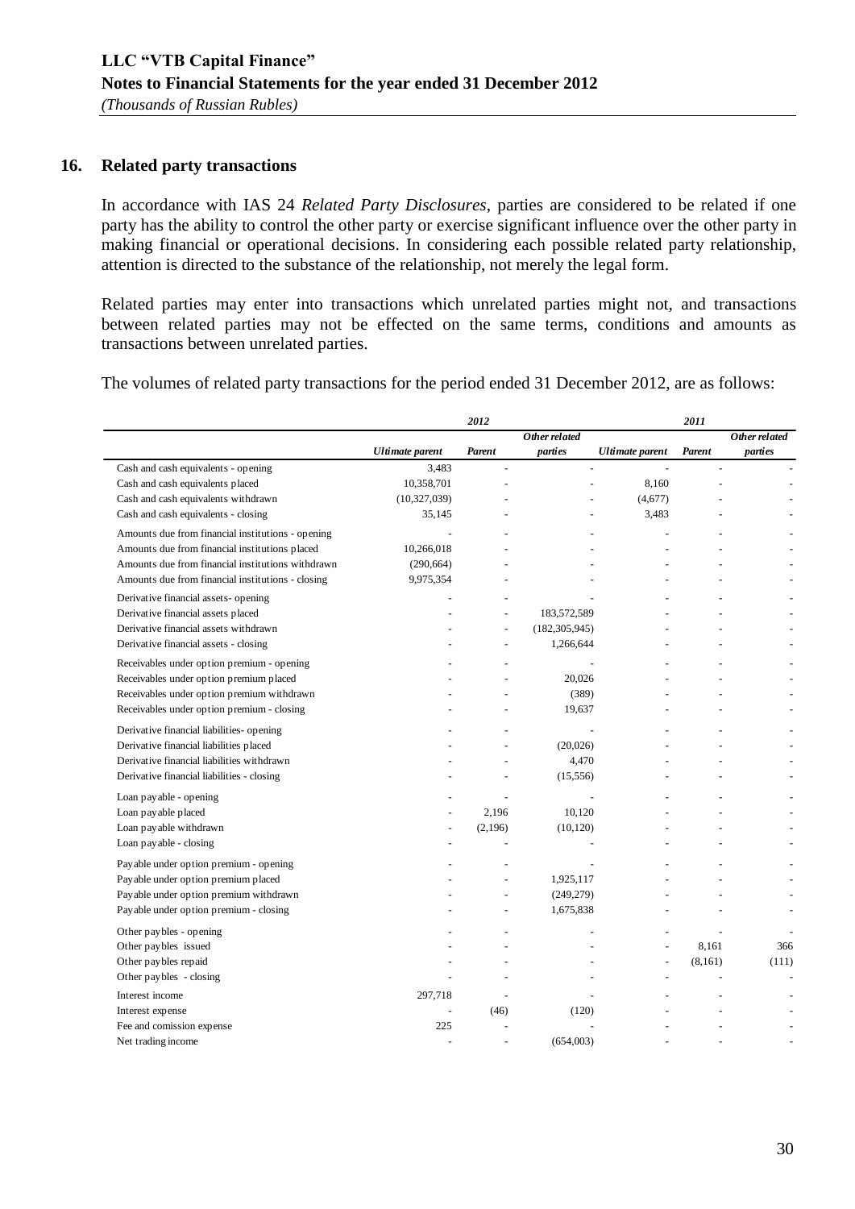## 16. Related party transactions

In accordance with IAS 24 *Related Party Disclosures*, parties are considered to be related if one party has the ability to control the other party or exercise significant influence over the other party in making financial or operational decisions. In considering each possible related party relationship, attention is directed to the substance of the relationship, not merely the legal form.

Related parties may enter into transactions which unrelated parties might not, and transactions between related parties may not be effected on the same terms, conditions and amounts as transactions between unrelated parties.

The volumes of related party transactions for the period ended 31 December 2012, are as follows:

| | *2012* | | | *2011* | | |
|---|---|---|---|---|---|---|
| | *Ultimate parent* | *Parent* | *Other related parties* | *Ultimate parent* | *Parent* | *Other related parties* |
| Cash and cash equivalents - opening | 3,483 | - | - | - | - | - |
| Cash and cash equivalents placed | 10,358,701 | - | - | 8,160 | - | - |
| Cash and cash equivalents withdrawn | (10,327,039) | - | - | (4,677) | - | - |
| Cash and cash equivalents - closing | 35,145 | - | - | 3,483 | - | - |
| Amounts due from financial institutions - opening | - | - | - | - | - | - |
| Amounts due from financial institutions placed | 10,266,018 | - | - | - | - | - |
| Amounts due from financial institutions withdrawn | (290,664) | - | - | - | - | - |
| Amounts due from financial institutions - closing | 9,975,354 | - | - | - | - | - |
| Derivative financial assets- opening | - | - | - | - | - | - |
| Derivative financial assets placed | - | - | 183,572,589 | - | - | - |
| Derivative financial assets withdrawn | - | - | (182,305,945) | - | - | - |
| Derivative financial assets - closing | - | - | 1,266,644 | - | - | - |
| Receivables under option premium - opening | - | - | - | - | - | - |
| Receivables under option premium placed | - | - | 20,026 | - | - | - |
| Receivables under option premium withdrawn | - | - | (389) | - | - | - |
| Receivables under option premium - closing | - | - | 19,637 | - | - | - |
| Derivative financial liabilities- opening | - | - | - | - | - | - |
| Derivative financial liabilities placed | - | - | (20,026) | - | - | - |
| Derivative financial liabilities withdrawn | - | - | 4,470 | - | - | - |
| Derivative financial liabilities - closing | - | - | (15,556) | - | - | - |
| Loan payable - opening | - | - | - | - | - | - |
| Loan payable placed | - | 2,196 | 10,120 | - | - | - |
| Loan payable withdrawn | - | (2,196) | (10,120) | - | - | - |
| Loan payable - closing | - | - | - | - | - | - |
| Payable under option premium - opening | - | - | - | - | - | - |
| Payable under option premium placed | - | - | 1,925,117 | - | - | - |
| Payable under option premium withdrawn | - | - | (249,279) | - | - | - |
| Payable under option premium - closing | - | - | 1,675,838 | - | - | - |
| Other paybles - opening | - | - | - | - | - | - |
| Other paybles issued | - | - | - | - | 8,161 | 366 |
| Other paybles repaid | - | - | - | - | (8,161) | (111) |
| Other paybles - closing | - | - | - | - | - | - |
| Interest income | 297,718 | - | - | - | - | - |
| Interest expense | - | (46) | (120) | - | - | - |
| Fee and comission expense | 225 | - | - | - | - | - |
| Net trading income | - | - | (654,003) | - | - | - |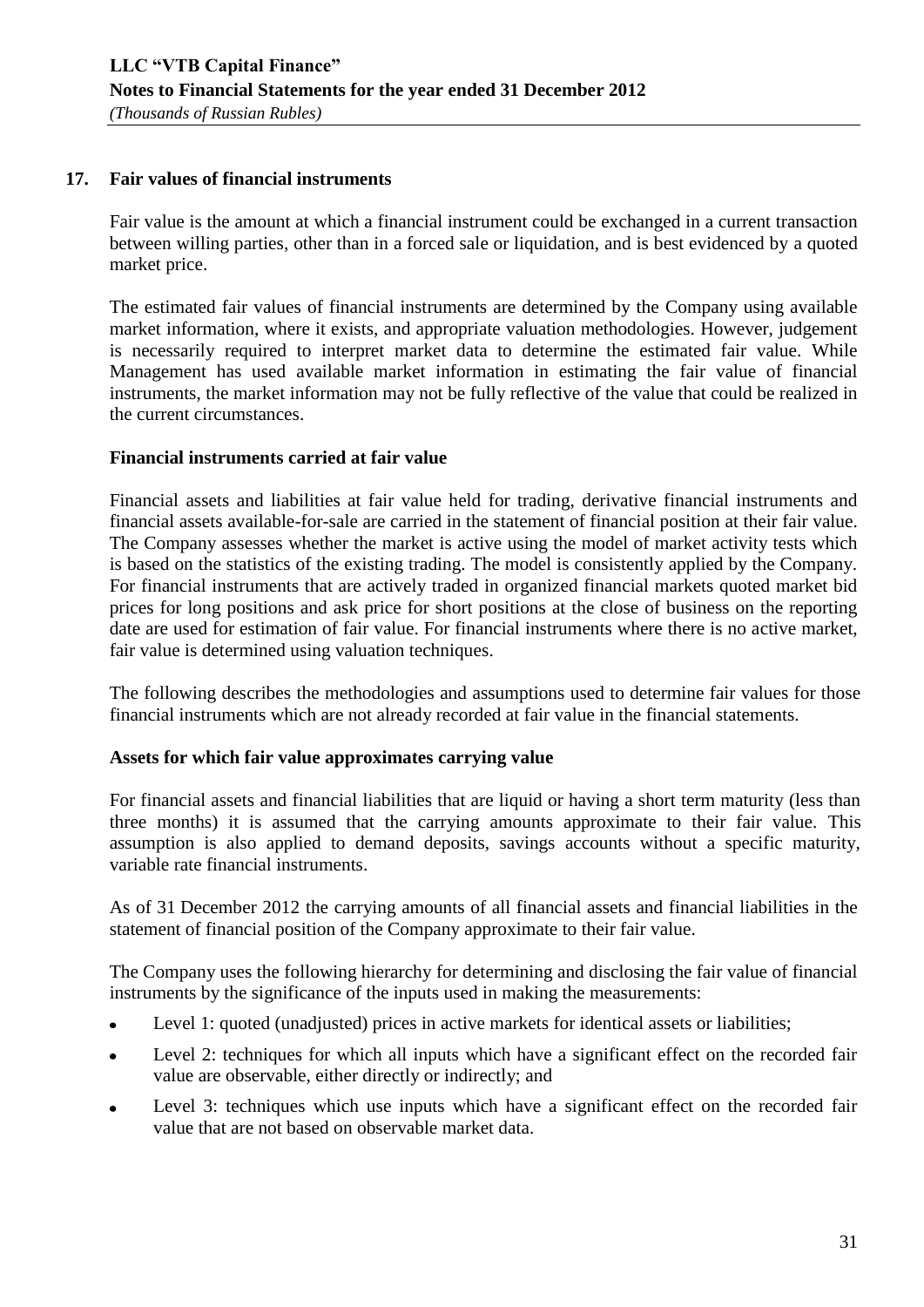## 17. Fair values of financial instruments

Fair value is the amount at which a financial instrument could be exchanged in a current transaction between willing parties, other than in a forced sale or liquidation, and is best evidenced by a quoted market price.

The estimated fair values of financial instruments are determined by the Company using available market information, where it exists, and appropriate valuation methodologies. However, judgement is necessarily required to interpret market data to determine the estimated fair value. While Management has used available market information in estimating the fair value of financial instruments, the market information may not be fully reflective of the value that could be realized in the current circumstances.

### Financial instruments carried at fair value

Financial assets and liabilities at fair value held for trading, derivative financial instruments and financial assets available-for-sale are carried in the statement of financial position at their fair value. The Company assesses whether the market is active using the model of market activity tests which is based on the statistics of the existing trading. The model is consistently applied by the Company. For financial instruments that are actively traded in organized financial markets quoted market bid prices for long positions and ask price for short positions at the close of business on the reporting date are used for estimation of fair value. For financial instruments where there is no active market, fair value is determined using valuation techniques.

The following describes the methodologies and assumptions used to determine fair values for those financial instruments which are not already recorded at fair value in the financial statements.

### Assets for which fair value approximates carrying value

For financial assets and financial liabilities that are liquid or having a short term maturity (less than three months) it is assumed that the carrying amounts approximate to their fair value. This assumption is also applied to demand deposits, savings accounts without a specific maturity, variable rate financial instruments.

As of 31 December 2012 the carrying amounts of all financial assets and financial liabilities in the statement of financial position of the Company approximate to their fair value.

The Company uses the following hierarchy for determining and disclosing the fair value of financial instruments by the significance of the inputs used in making the measurements:

- Level 1: quoted (unadjusted) prices in active markets for identical assets or liabilities;
- Level 2: techniques for which all inputs which have a significant effect on the recorded fair value are observable, either directly or indirectly; and
- Level 3: techniques which use inputs which have a significant effect on the recorded fair value that are not based on observable market data.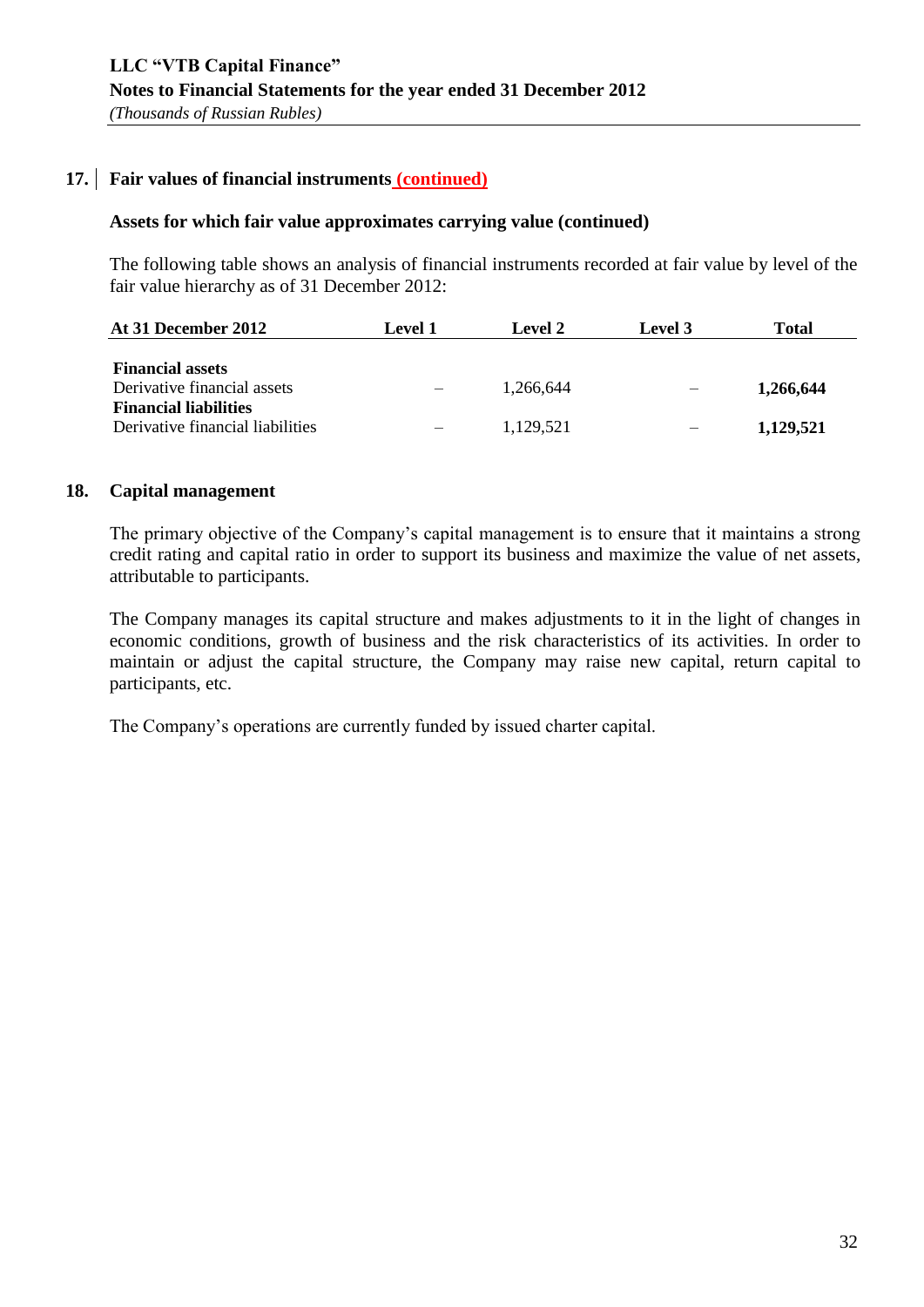## 17. Fair values of financial instruments (continued)

### Assets for which fair value approximates carrying value (continued)

The following table shows an analysis of financial instruments recorded at fair value by level of the fair value hierarchy as of 31 December 2012:

| At 31 December 2012 | Level 1 | Level 2 | Level 3 | Total |
|---|---|---|---|---|
| **Financial assets** | | | | |
| Derivative financial assets | – | 1,266,644 | – | **1,266,644** |
| **Financial liabilities** | | | | |
| Derivative financial liabilities | – | 1,129,521 | – | **1,129,521** |

## 18. Capital management

The primary objective of the Company's capital management is to ensure that it maintains a strong credit rating and capital ratio in order to support its business and maximize the value of net assets, attributable to participants.

The Company manages its capital structure and makes adjustments to it in the light of changes in economic conditions, growth of business and the risk characteristics of its activities. In order to maintain or adjust the capital structure, the Company may raise new capital, return capital to participants, etc.

The Company's operations are currently funded by issued charter capital.